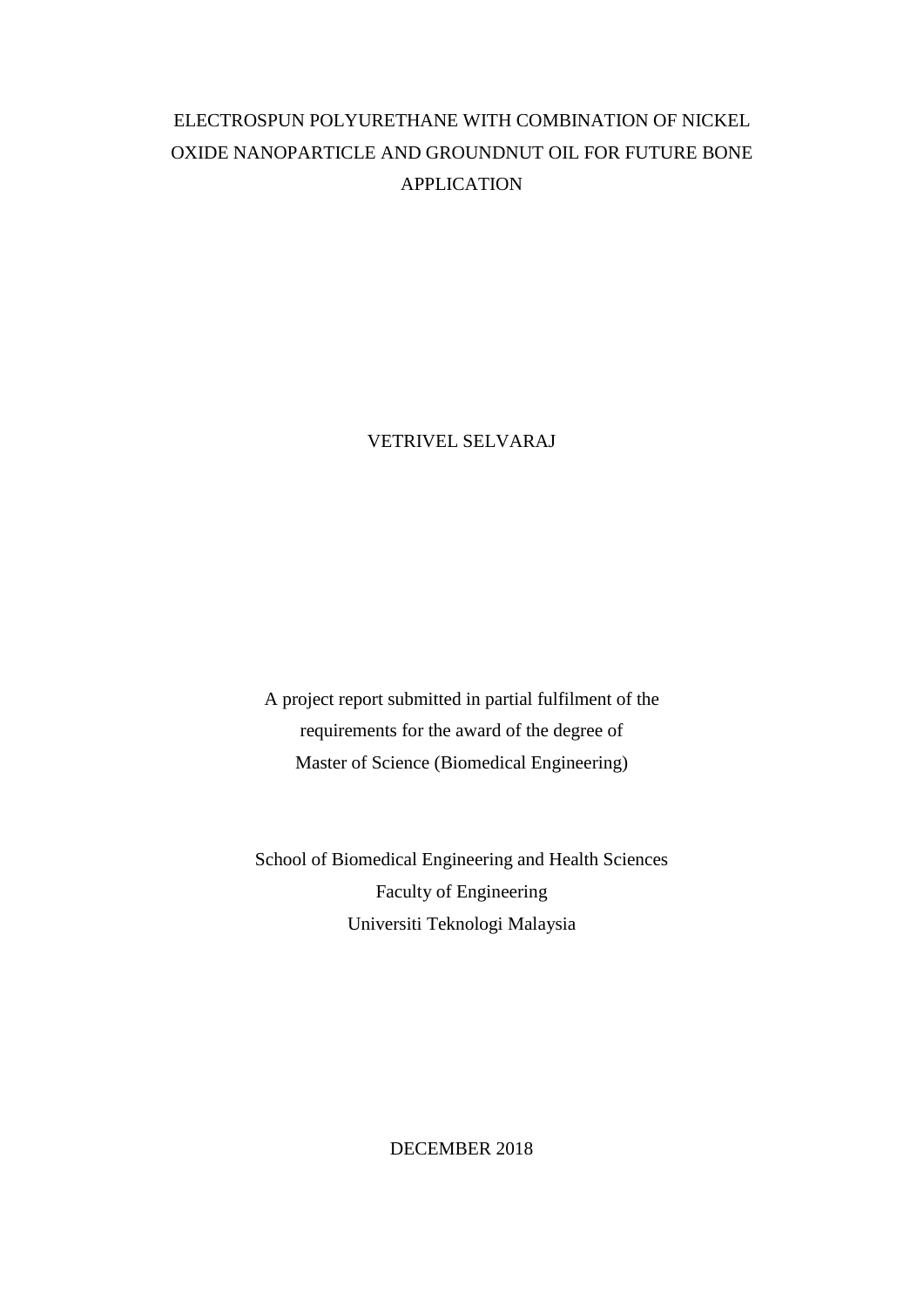# ELECTROSPUN POLYURETHANE WITH COMBINATION OF NICKEL OXIDE NANOPARTICLE AND GROUNDNUT OIL FOR FUTURE BONE APPLICATION

VETRIVEL SELVARAJ

A project report submitted in partial fulfilment of the requirements for the award of the degree of Master of Science (Biomedical Engineering)

School of Biomedical Engineering and Health Sciences
Faculty of Engineering
Universiti Teknologi Malaysia

DECEMBER 2018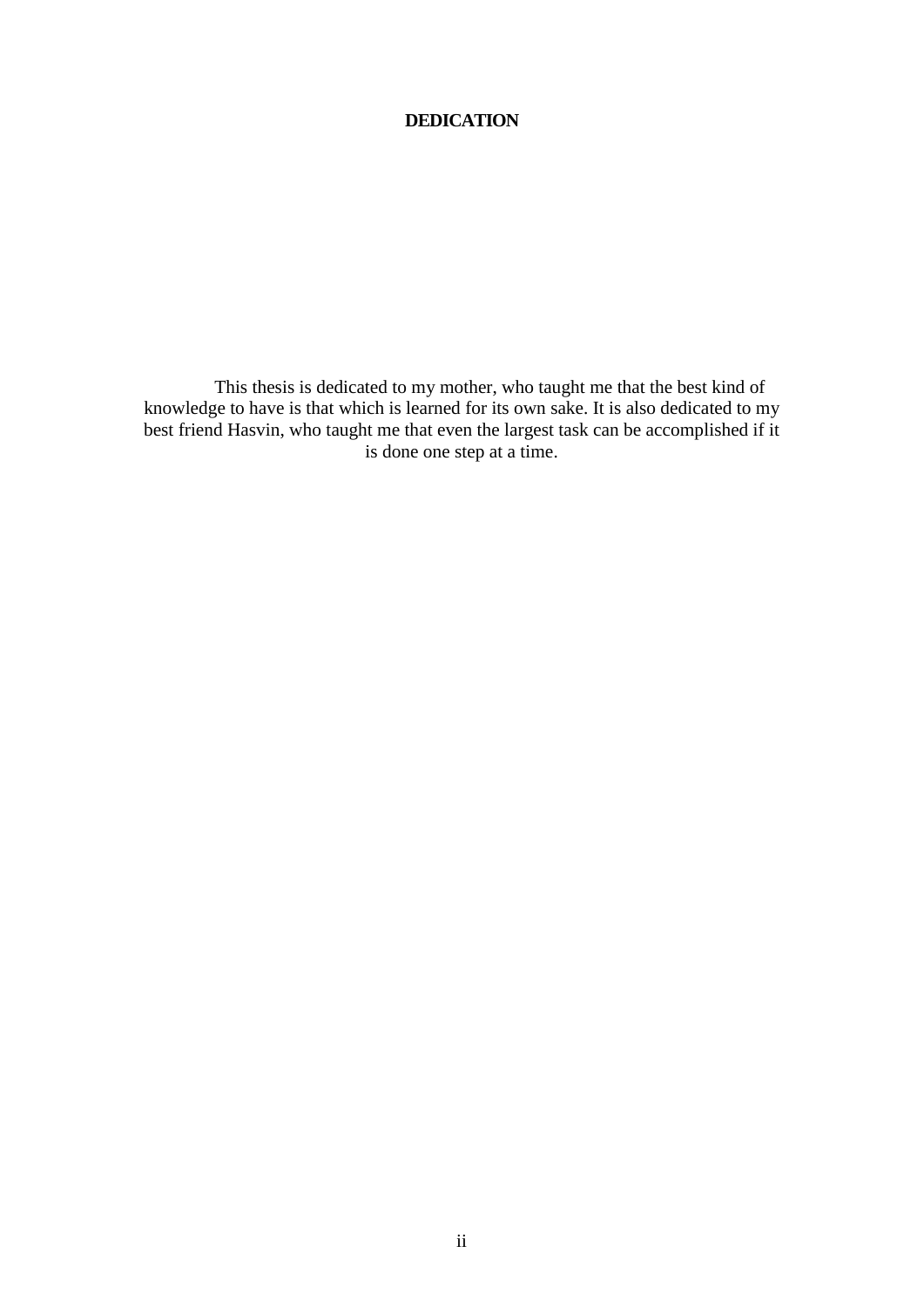# DEDICATION

This thesis is dedicated to my mother, who taught me that the best kind of knowledge to have is that which is learned for its own sake. It is also dedicated to my best friend Hasvin, who taught me that even the largest task can be accomplished if it is done one step at a time.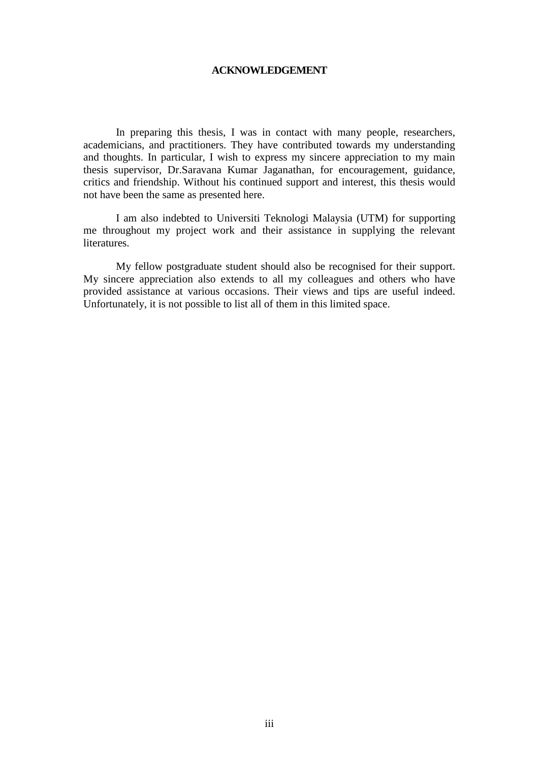# ACKNOWLEDGEMENT

In preparing this thesis, I was in contact with many people, researchers, academicians, and practitioners. They have contributed towards my understanding and thoughts. In particular, I wish to express my sincere appreciation to my main thesis supervisor, Dr.Saravana Kumar Jaganathan, for encouragement, guidance, critics and friendship. Without his continued support and interest, this thesis would not have been the same as presented here.

I am also indebted to Universiti Teknologi Malaysia (UTM) for supporting me throughout my project work and their assistance in supplying the relevant literatures.

My fellow postgraduate student should also be recognised for their support. My sincere appreciation also extends to all my colleagues and others who have provided assistance at various occasions. Their views and tips are useful indeed. Unfortunately, it is not possible to list all of them in this limited space.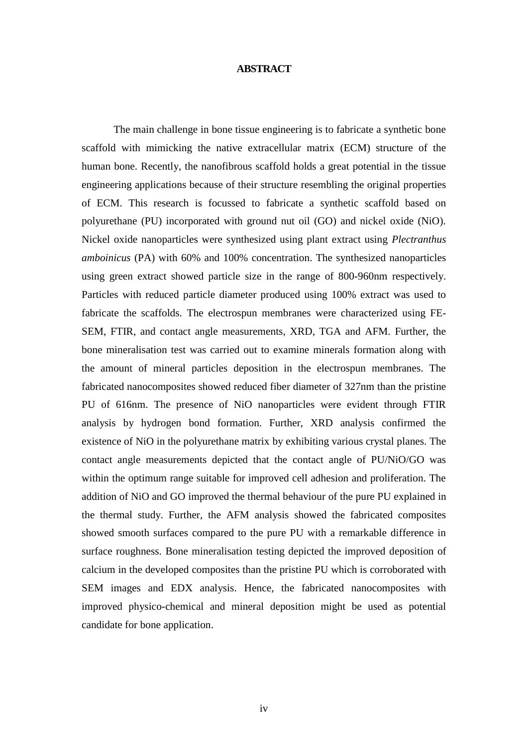# ABSTRACT

The main challenge in bone tissue engineering is to fabricate a synthetic bone scaffold with mimicking the native extracellular matrix (ECM) structure of the human bone. Recently, the nanofibrous scaffold holds a great potential in the tissue engineering applications because of their structure resembling the original properties of ECM. This research is focussed to fabricate a synthetic scaffold based on polyurethane (PU) incorporated with ground nut oil (GO) and nickel oxide (NiO). Nickel oxide nanoparticles were synthesized using plant extract using *Plectranthus amboinicus* (PA) with 60% and 100% concentration. The synthesized nanoparticles using green extract showed particle size in the range of 800-960nm respectively. Particles with reduced particle diameter produced using 100% extract was used to fabricate the scaffolds. The electrospun membranes were characterized using FE-SEM, FTIR, and contact angle measurements, XRD, TGA and AFM. Further, the bone mineralisation test was carried out to examine minerals formation along with the amount of mineral particles deposition in the electrospun membranes. The fabricated nanocomposites showed reduced fiber diameter of 327nm than the pristine PU of 616nm. The presence of NiO nanoparticles were evident through FTIR analysis by hydrogen bond formation. Further, XRD analysis confirmed the existence of NiO in the polyurethane matrix by exhibiting various crystal planes. The contact angle measurements depicted that the contact angle of PU/NiO/GO was within the optimum range suitable for improved cell adhesion and proliferation. The addition of NiO and GO improved the thermal behaviour of the pure PU explained in the thermal study. Further, the AFM analysis showed the fabricated composites showed smooth surfaces compared to the pure PU with a remarkable difference in surface roughness. Bone mineralisation testing depicted the improved deposition of calcium in the developed composites than the pristine PU which is corroborated with SEM images and EDX analysis. Hence, the fabricated nanocomposites with improved physico-chemical and mineral deposition might be used as potential candidate for bone application.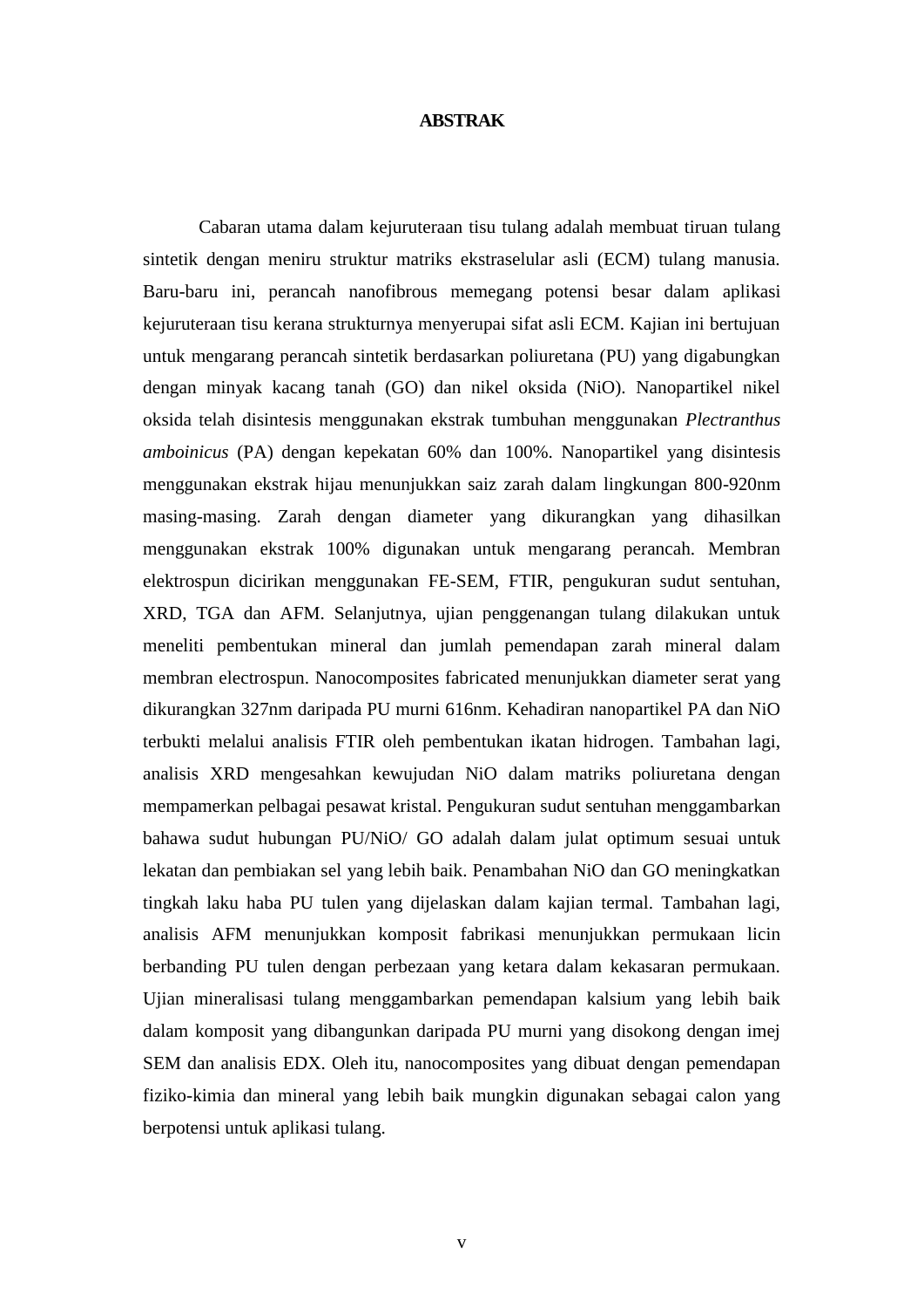# ABSTRAK

Cabaran utama dalam kejuruteraan tisu tulang adalah membuat tiruan tulang sintetik dengan meniru struktur matriks ekstraselular asli (ECM) tulang manusia. Baru-baru ini, perancah nanofibrous memegang potensi besar dalam aplikasi kejuruteraan tisu kerana strukturnya menyerupai sifat asli ECM. Kajian ini bertujuan untuk mengarang perancah sintetik berdasarkan poliuretana (PU) yang digabungkan dengan minyak kacang tanah (GO) dan nikel oksida (NiO). Nanopartikel nikel oksida telah disintesis menggunakan ekstrak tumbuhan menggunakan *Plectranthus amboinicus* (PA) dengan kepekatan 60% dan 100%. Nanopartikel yang disintesis menggunakan ekstrak hijau menunjukkan saiz zarah dalam lingkungan 800-920nm masing-masing. Zarah dengan diameter yang dikurangkan yang dihasilkan menggunakan ekstrak 100% digunakan untuk mengarang perancah. Membran elektrospun dicirikan menggunakan FE-SEM, FTIR, pengukuran sudut sentuhan, XRD, TGA dan AFM. Selanjutnya, ujian penggenangan tulang dilakukan untuk meneliti pembentukan mineral dan jumlah pemendapan zarah mineral dalam membran electrospun. Nanocomposites fabricated menunjukkan diameter serat yang dikurangkan 327nm daripada PU murni 616nm. Kehadiran nanopartikel PA dan NiO terbukti melalui analisis FTIR oleh pembentukan ikatan hidrogen. Tambahan lagi, analisis XRD mengesahkan kewujudan NiO dalam matriks poliuretana dengan mempamerkan pelbagai pesawat kristal. Pengukuran sudut sentuhan menggambarkan bahawa sudut hubungan PU/NiO/ GO adalah dalam julat optimum sesuai untuk lekatan dan pembiakan sel yang lebih baik. Penambahan NiO dan GO meningkatkan tingkah laku haba PU tulen yang dijelaskan dalam kajian termal. Tambahan lagi, analisis AFM menunjukkan komposit fabrikasi menunjukkan permukaan licin berbanding PU tulen dengan perbezaan yang ketara dalam kekasaran permukaan. Ujian mineralisasi tulang menggambarkan pemendapan kalsium yang lebih baik dalam komposit yang dibangunkan daripada PU murni yang disokong dengan imej SEM dan analisis EDX. Oleh itu, nanocomposites yang dibuat dengan pemendapan fiziko-kimia dan mineral yang lebih baik mungkin digunakan sebagai calon yang berpotensi untuk aplikasi tulang.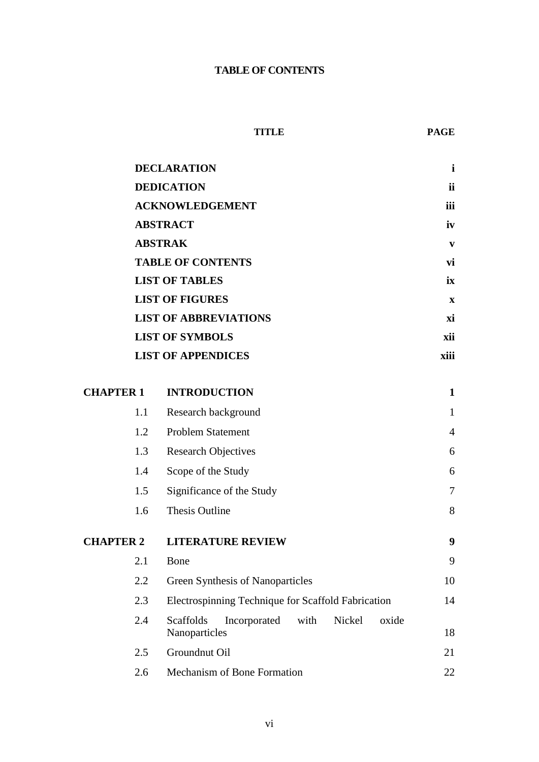**TABLE OF CONTENTS**

| | TITLE | PAGE |
|---|---|---|
| | **DECLARATION** | **i** |
| | **DEDICATION** | **ii** |
| | **ACKNOWLEDGEMENT** | **iii** |
| | **ABSTRACT** | **iv** |
| | **ABSTRAK** | **v** |
| | **TABLE OF CONTENTS** | **vi** |
| | **LIST OF TABLES** | **ix** |
| | **LIST OF FIGURES** | **x** |
| | **LIST OF ABBREVIATIONS** | **xi** |
| | **LIST OF SYMBOLS** | **xii** |
| | **LIST OF APPENDICES** | **xiii** |
| **CHAPTER 1** | **INTRODUCTION** | **1** |
| 1.1 | Research background | 1 |
| 1.2 | Problem Statement | 4 |
| 1.3 | Research Objectives | 6 |
| 1.4 | Scope of the Study | 6 |
| 1.5 | Significance of the Study | 7 |
| 1.6 | Thesis Outline | 8 |
| **CHAPTER 2** | **LITERATURE REVIEW** | **9** |
| 2.1 | Bone | 9 |
| 2.2 | Green Synthesis of Nanoparticles | 10 |
| 2.3 | Electrospinning Technique for Scaffold Fabrication | 14 |
| 2.4 | Scaffolds Incorporated with Nickel oxide Nanoparticles | 18 |
| 2.5 | Groundnut Oil | 21 |
| 2.6 | Mechanism of Bone Formation | 22 |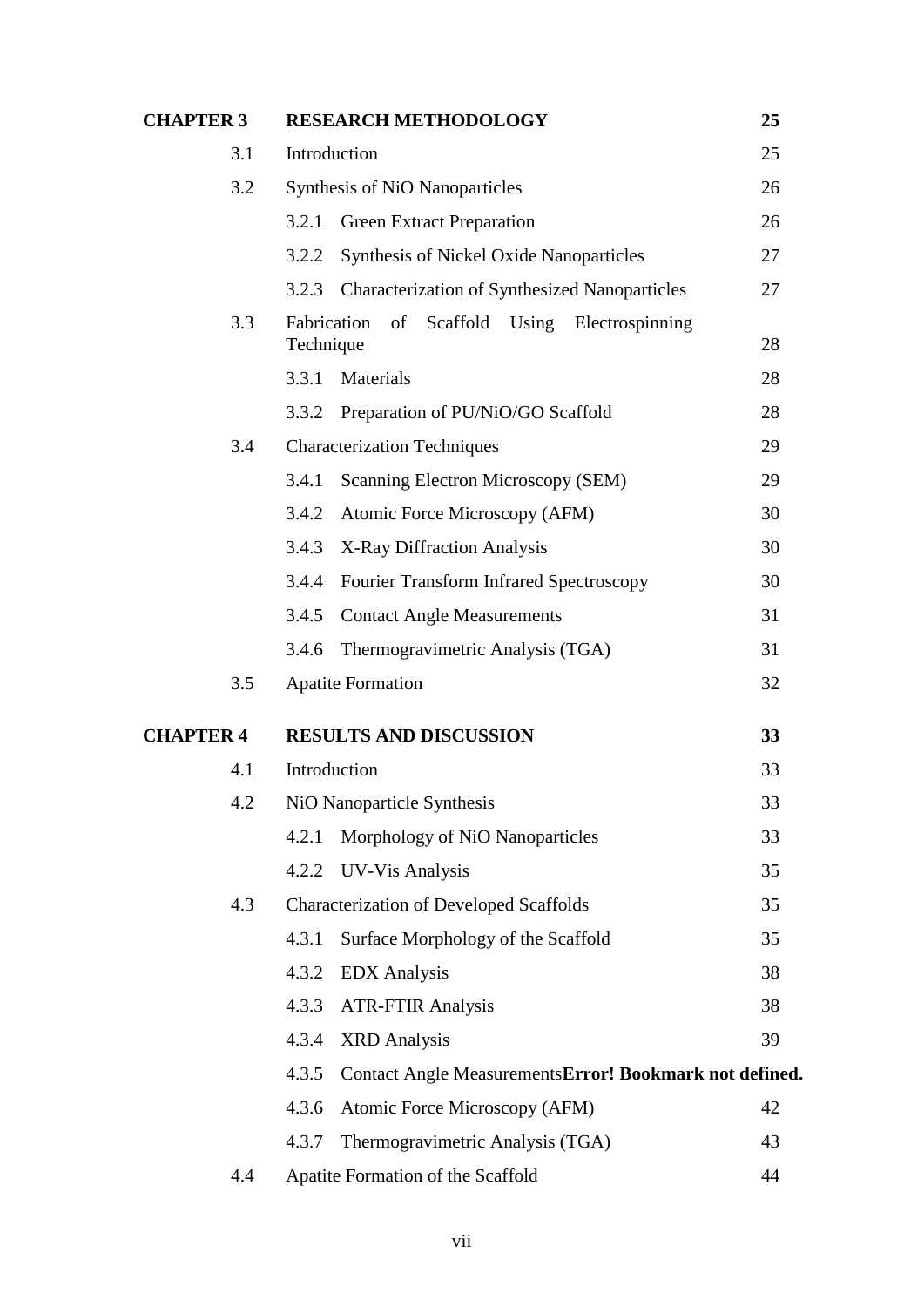| | | |
|---|---|---|
| **CHAPTER 3** | **RESEARCH METHODOLOGY** | **25** |
| 3.1 | Introduction | 25 |
| 3.2 | Synthesis of NiO Nanoparticles | 26 |
| | 3.2.1 Green Extract Preparation | 26 |
| | 3.2.2 Synthesis of Nickel Oxide Nanoparticles | 27 |
| | 3.2.3 Characterization of Synthesized Nanoparticles | 27 |
| 3.3 | Fabrication of Scaffold Using Electrospinning Technique | 28 |
| | 3.3.1 Materials | 28 |
| | 3.3.2 Preparation of PU/NiO/GO Scaffold | 28 |
| 3.4 | Characterization Techniques | 29 |
| | 3.4.1 Scanning Electron Microscopy (SEM) | 29 |
| | 3.4.2 Atomic Force Microscopy (AFM) | 30 |
| | 3.4.3 X-Ray Diffraction Analysis | 30 |
| | 3.4.4 Fourier Transform Infrared Spectroscopy | 30 |
| | 3.4.5 Contact Angle Measurements | 31 |
| | 3.4.6 Thermogravimetric Analysis (TGA) | 31 |
| 3.5 | Apatite Formation | 32 |
| **CHAPTER 4** | **RESULTS AND DISCUSSION** | **33** |
| 4.1 | Introduction | 33 |
| 4.2 | NiO Nanoparticle Synthesis | 33 |
| | 4.2.1 Morphology of NiO Nanoparticles | 33 |
| | 4.2.2 UV-Vis Analysis | 35 |
| 4.3 | Characterization of Developed Scaffolds | 35 |
| | 4.3.1 Surface Morphology of the Scaffold | 35 |
| | 4.3.2 EDX Analysis | 38 |
| | 4.3.3 ATR-FTIR Analysis | 38 |
| | 4.3.4 XRD Analysis | 39 |
| | 4.3.5 Contact Angle Measurements**Error! Bookmark not defined.** | |
| | 4.3.6 Atomic Force Microscopy (AFM) | 42 |
| | 4.3.7 Thermogravimetric Analysis (TGA) | 43 |
| 4.4 | Apatite Formation of the Scaffold | 44 |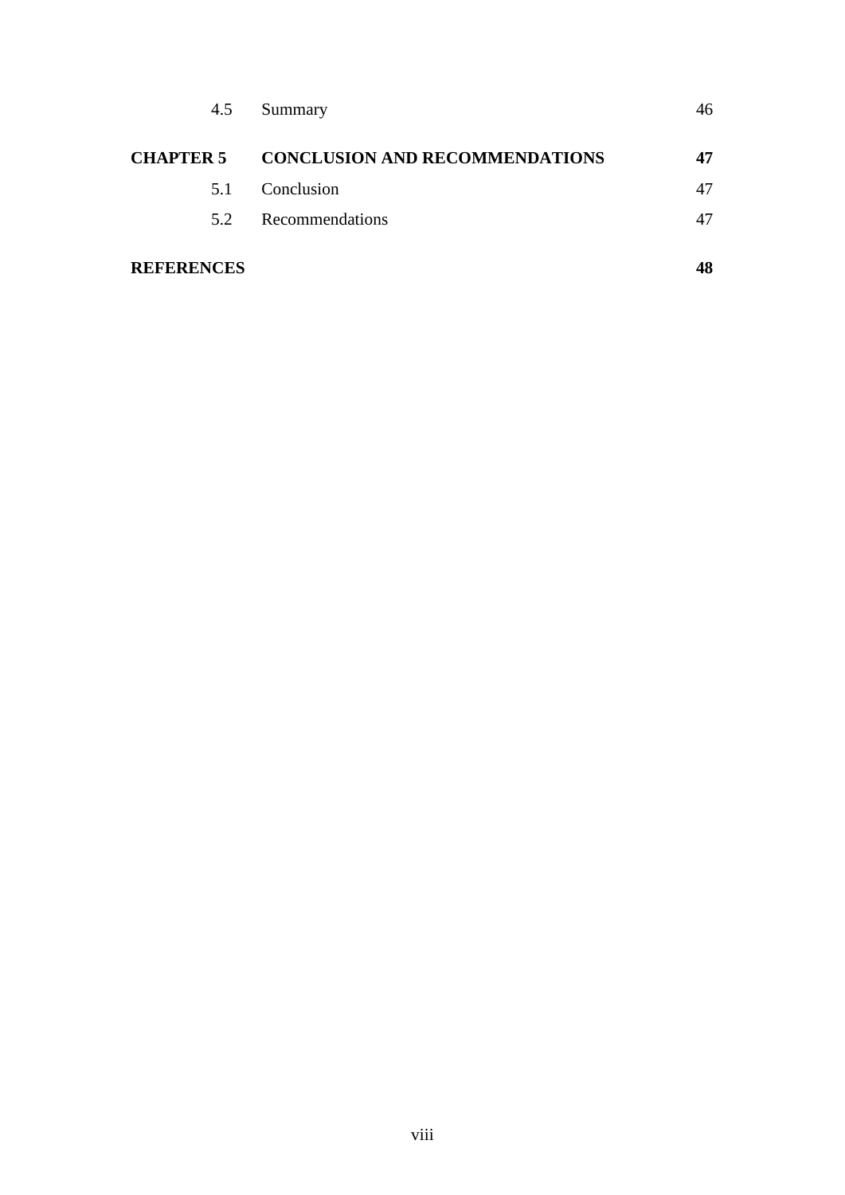| | | |
|---|---|---|
| 4.5 | Summary | 46 |
| **CHAPTER 5** | **CONCLUSION AND RECOMMENDATIONS** | **47** |
| 5.1 | Conclusion | 47 |
| 5.2 | Recommendations | 47 |
| **REFERENCES** | | **48** |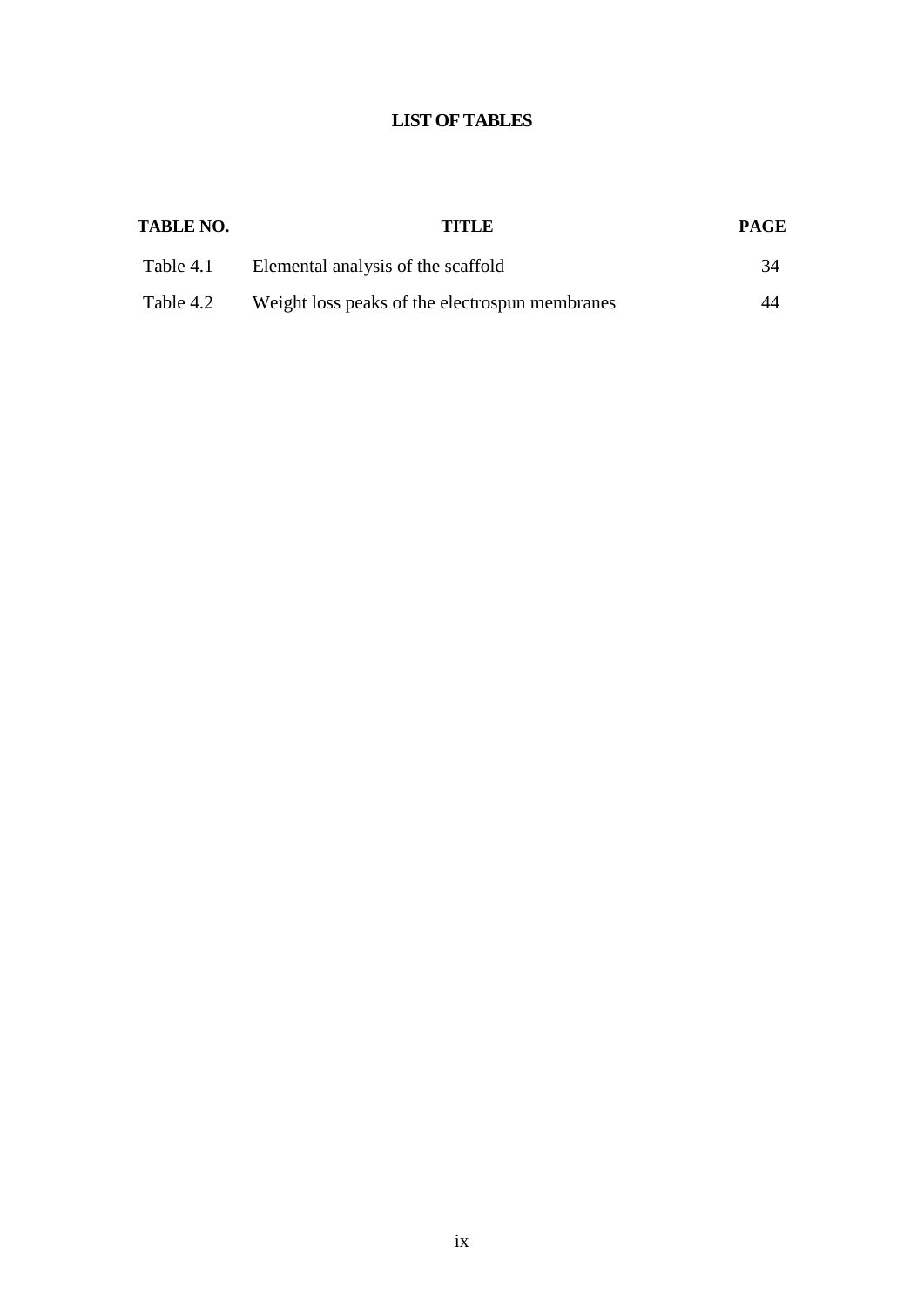# LIST OF TABLES

| TABLE NO. | TITLE | PAGE |
|---|---|---|
| Table 4.1 | Elemental analysis of the scaffold | 34 |
| Table 4.2 | Weight loss peaks of the electrospun membranes | 44 |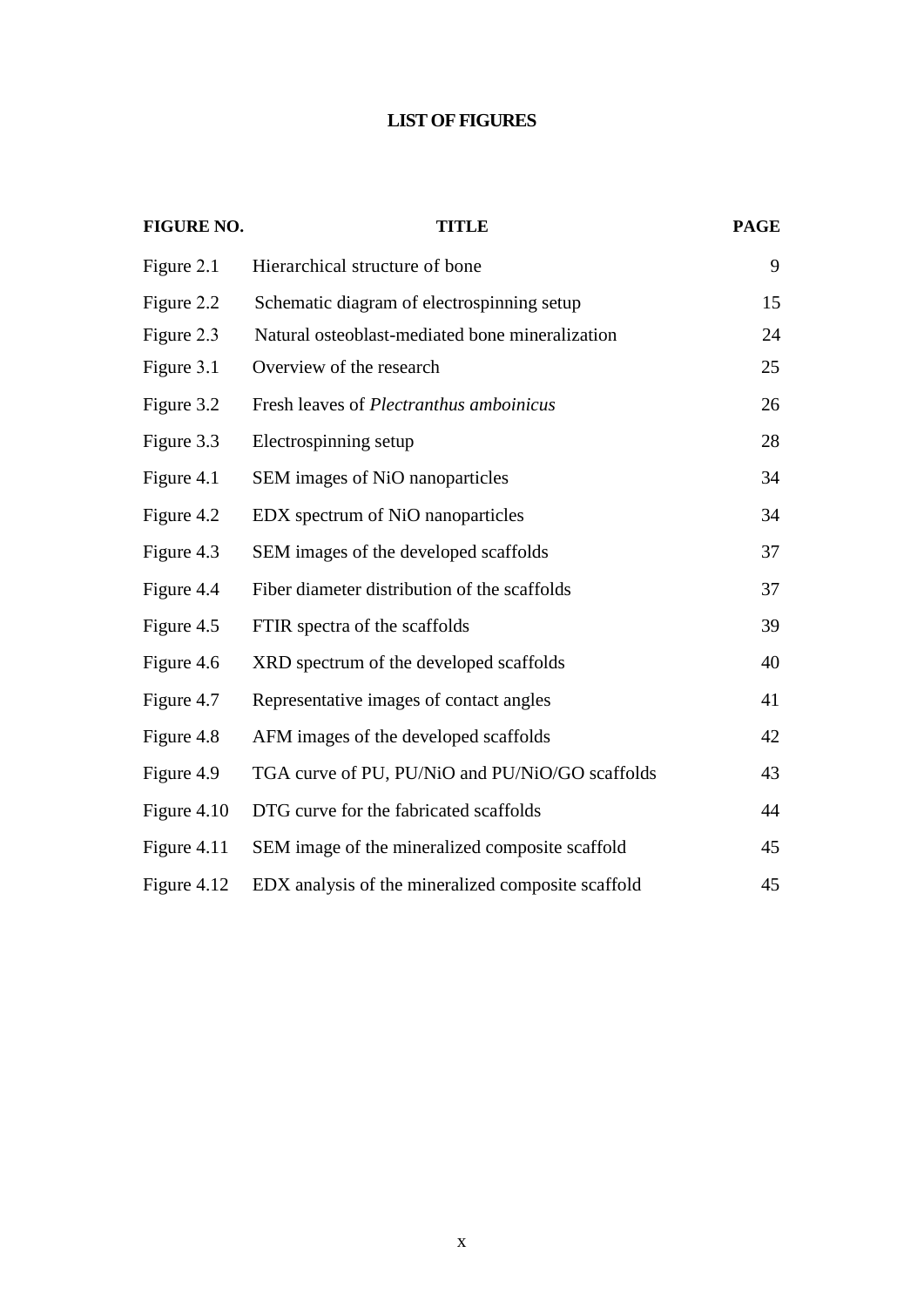# LIST OF FIGURES

| FIGURE NO. | TITLE | PAGE |
|---|---|---|
| Figure 2.1 | Hierarchical structure of bone | 9 |
| Figure 2.2 | Schematic diagram of electrospinning setup | 15 |
| Figure 2.3 | Natural osteoblast-mediated bone mineralization | 24 |
| Figure 3.1 | Overview of the research | 25 |
| Figure 3.2 | Fresh leaves of *Plectranthus amboinicus* | 26 |
| Figure 3.3 | Electrospinning setup | 28 |
| Figure 4.1 | SEM images of NiO nanoparticles | 34 |
| Figure 4.2 | EDX spectrum of NiO nanoparticles | 34 |
| Figure 4.3 | SEM images of the developed scaffolds | 37 |
| Figure 4.4 | Fiber diameter distribution of the scaffolds | 37 |
| Figure 4.5 | FTIR spectra of the scaffolds | 39 |
| Figure 4.6 | XRD spectrum of the developed scaffolds | 40 |
| Figure 4.7 | Representative images of contact angles | 41 |
| Figure 4.8 | AFM images of the developed scaffolds | 42 |
| Figure 4.9 | TGA curve of PU, PU/NiO and PU/NiO/GO scaffolds | 43 |
| Figure 4.10 | DTG curve for the fabricated scaffolds | 44 |
| Figure 4.11 | SEM image of the mineralized composite scaffold | 45 |
| Figure 4.12 | EDX analysis of the mineralized composite scaffold | 45 |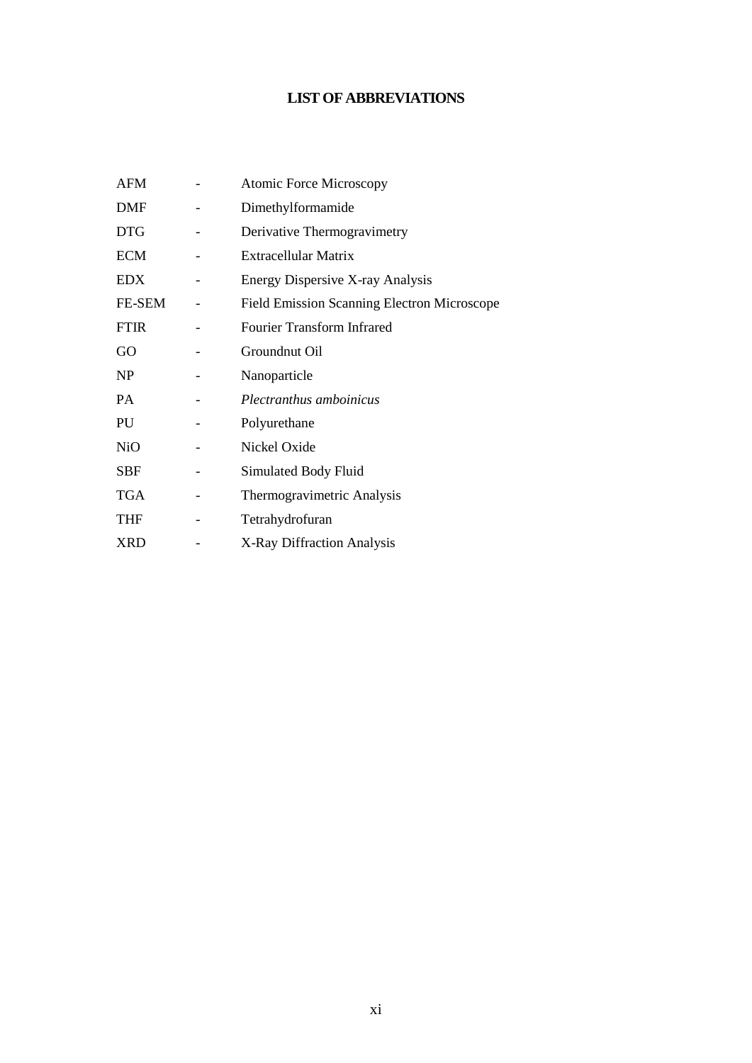# LIST OF ABBREVIATIONS

| | | |
|---|---|---|
| AFM | - | Atomic Force Microscopy |
| DMF | - | Dimethylformamide |
| DTG | - | Derivative Thermogravimetry |
| ECM | - | Extracellular Matrix |
| EDX | - | Energy Dispersive X-ray Analysis |
| FE-SEM | - | Field Emission Scanning Electron Microscope |
| FTIR | - | Fourier Transform Infrared |
| GO | - | Groundnut Oil |
| NP | - | Nanoparticle |
| PA | - | *Plectranthus amboinicus* |
| PU | - | Polyurethane |
| NiO | - | Nickel Oxide |
| SBF | - | Simulated Body Fluid |
| TGA | - | Thermogravimetric Analysis |
| THF | - | Tetrahydrofuran |
| XRD | - | X-Ray Diffraction Analysis |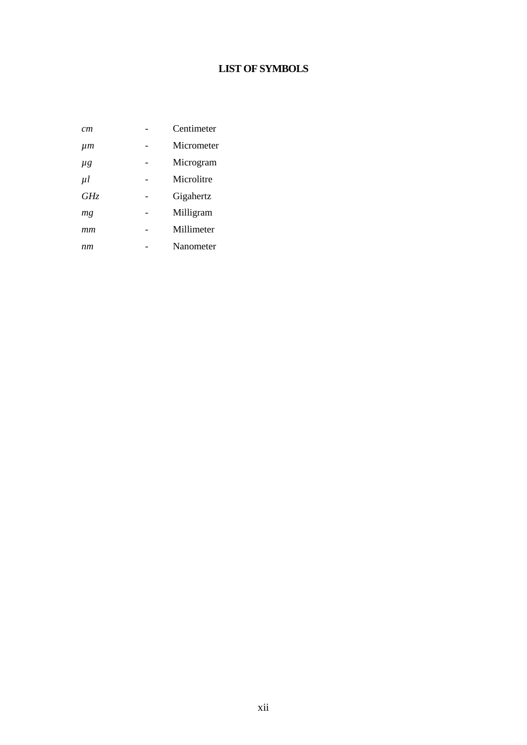# LIST OF SYMBOLS

| | | |
|---|---|---|
| *cm* | - | Centimeter |
| *µm* | - | Micrometer |
| *µg* | - | Microgram |
| *µl* | - | Microlitre |
| *GHz* | - | Gigahertz |
| *mg* | - | Milligram |
| *mm* | - | Millimeter |
| *nm* | - | Nanometer |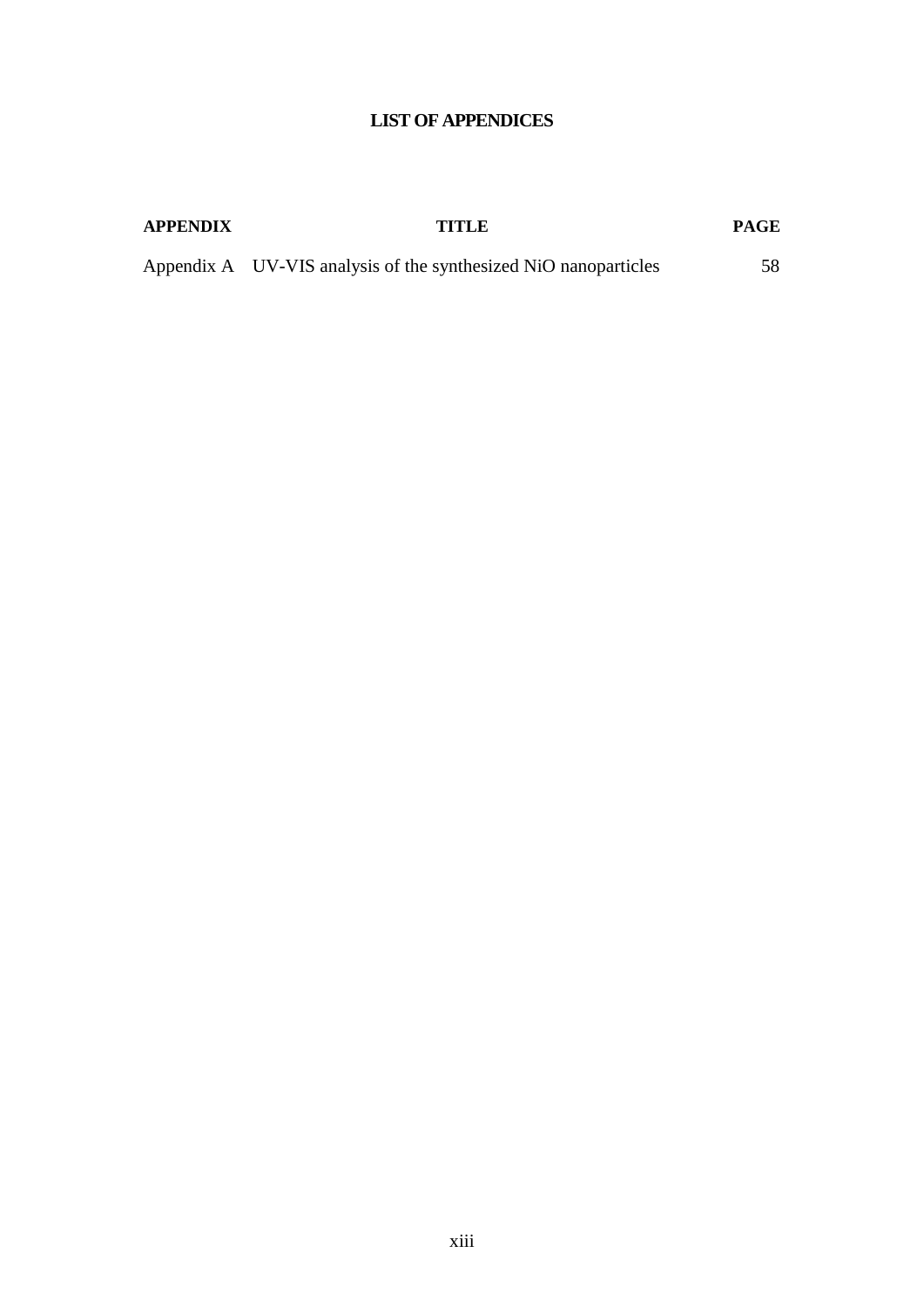# LIST OF APPENDICES

| APPENDIX | TITLE | PAGE |
| --- | --- | --- |
| Appendix A | UV-VIS analysis of the synthesized NiO nanoparticles | 58 |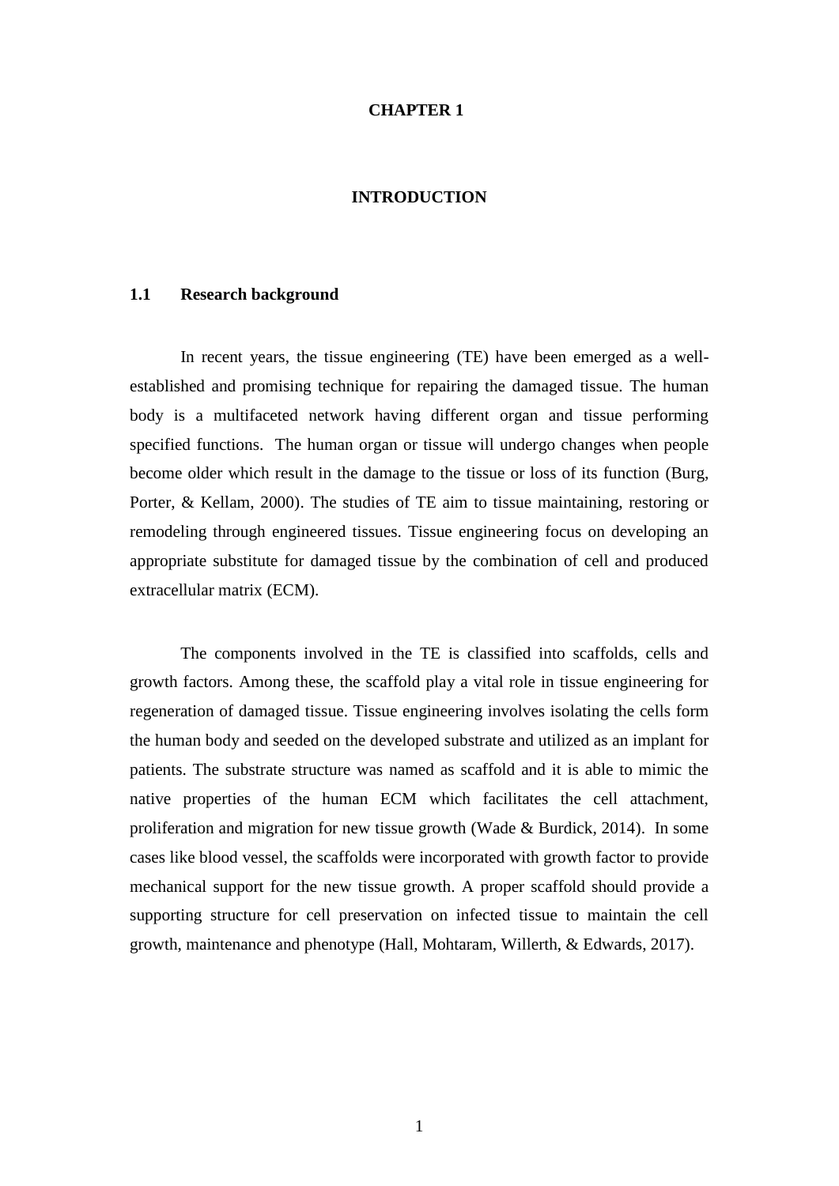# CHAPTER 1

# INTRODUCTION

## 1.1 Research background

In recent years, the tissue engineering (TE) have been emerged as a well-established and promising technique for repairing the damaged tissue. The human body is a multifaceted network having different organ and tissue performing specified functions. The human organ or tissue will undergo changes when people become older which result in the damage to the tissue or loss of its function (Burg, Porter, & Kellam, 2000). The studies of TE aim to tissue maintaining, restoring or remodeling through engineered tissues. Tissue engineering focus on developing an appropriate substitute for damaged tissue by the combination of cell and produced extracellular matrix (ECM).

The components involved in the TE is classified into scaffolds, cells and growth factors. Among these, the scaffold play a vital role in tissue engineering for regeneration of damaged tissue. Tissue engineering involves isolating the cells form the human body and seeded on the developed substrate and utilized as an implant for patients. The substrate structure was named as scaffold and it is able to mimic the native properties of the human ECM which facilitates the cell attachment, proliferation and migration for new tissue growth (Wade & Burdick, 2014). In some cases like blood vessel, the scaffolds were incorporated with growth factor to provide mechanical support for the new tissue growth. A proper scaffold should provide a supporting structure for cell preservation on infected tissue to maintain the cell growth, maintenance and phenotype (Hall, Mohtaram, Willerth, & Edwards, 2017).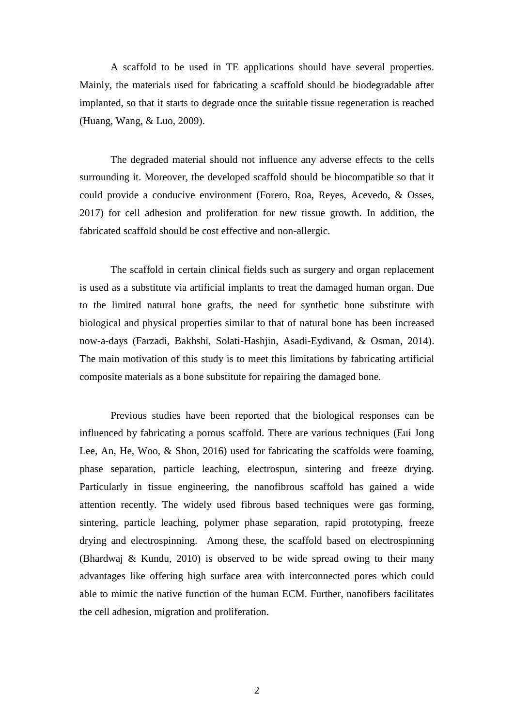A scaffold to be used in TE applications should have several properties. Mainly, the materials used for fabricating a scaffold should be biodegradable after implanted, so that it starts to degrade once the suitable tissue regeneration is reached (Huang, Wang, & Luo, 2009).

The degraded material should not influence any adverse effects to the cells surrounding it. Moreover, the developed scaffold should be biocompatible so that it could provide a conducive environment (Forero, Roa, Reyes, Acevedo, & Osses, 2017) for cell adhesion and proliferation for new tissue growth. In addition, the fabricated scaffold should be cost effective and non-allergic.

The scaffold in certain clinical fields such as surgery and organ replacement is used as a substitute via artificial implants to treat the damaged human organ. Due to the limited natural bone grafts, the need for synthetic bone substitute with biological and physical properties similar to that of natural bone has been increased now-a-days (Farzadi, Bakhshi, Solati-Hashjin, Asadi-Eydivand, & Osman, 2014). The main motivation of this study is to meet this limitations by fabricating artificial composite materials as a bone substitute for repairing the damaged bone.

Previous studies have been reported that the biological responses can be influenced by fabricating a porous scaffold. There are various techniques (Eui Jong Lee, An, He, Woo, & Shon, 2016) used for fabricating the scaffolds were foaming, phase separation, particle leaching, electrospun, sintering and freeze drying. Particularly in tissue engineering, the nanofibrous scaffold has gained a wide attention recently. The widely used fibrous based techniques were gas forming, sintering, particle leaching, polymer phase separation, rapid prototyping, freeze drying and electrospinning. Among these, the scaffold based on electrospinning (Bhardwaj & Kundu, 2010) is observed to be wide spread owing to their many advantages like offering high surface area with interconnected pores which could able to mimic the native function of the human ECM. Further, nanofibers facilitates the cell adhesion, migration and proliferation.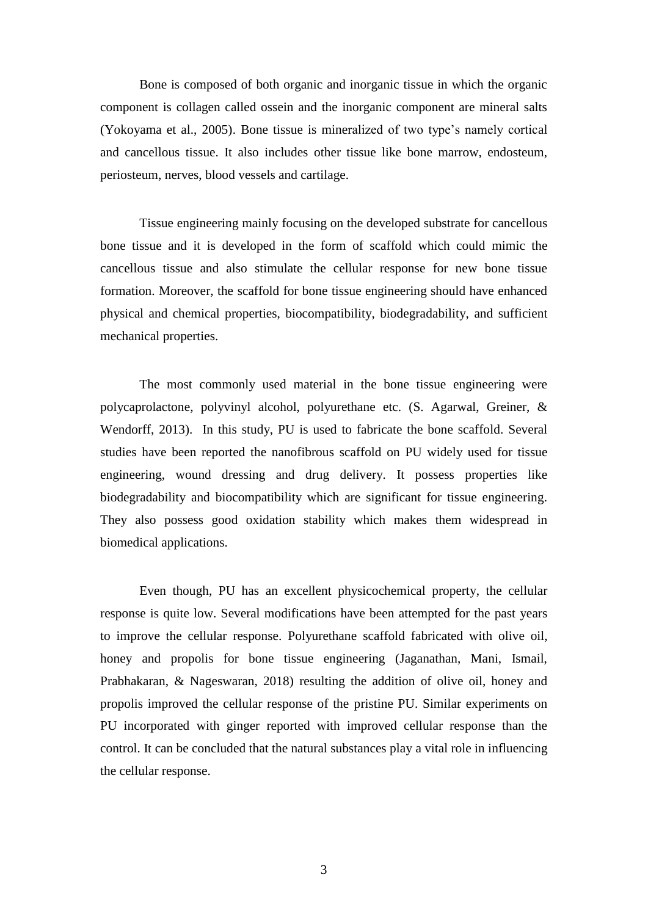Bone is composed of both organic and inorganic tissue in which the organic component is collagen called ossein and the inorganic component are mineral salts (Yokoyama et al., 2005). Bone tissue is mineralized of two type's namely cortical and cancellous tissue. It also includes other tissue like bone marrow, endosteum, periosteum, nerves, blood vessels and cartilage.

Tissue engineering mainly focusing on the developed substrate for cancellous bone tissue and it is developed in the form of scaffold which could mimic the cancellous tissue and also stimulate the cellular response for new bone tissue formation. Moreover, the scaffold for bone tissue engineering should have enhanced physical and chemical properties, biocompatibility, biodegradability, and sufficient mechanical properties.

The most commonly used material in the bone tissue engineering were polycaprolactone, polyvinyl alcohol, polyurethane etc. (S. Agarwal, Greiner, & Wendorff, 2013). In this study, PU is used to fabricate the bone scaffold. Several studies have been reported the nanofibrous scaffold on PU widely used for tissue engineering, wound dressing and drug delivery. It possess properties like biodegradability and biocompatibility which are significant for tissue engineering. They also possess good oxidation stability which makes them widespread in biomedical applications.

Even though, PU has an excellent physicochemical property, the cellular response is quite low. Several modifications have been attempted for the past years to improve the cellular response. Polyurethane scaffold fabricated with olive oil, honey and propolis for bone tissue engineering (Jaganathan, Mani, Ismail, Prabhakaran, & Nageswaran, 2018) resulting the addition of olive oil, honey and propolis improved the cellular response of the pristine PU. Similar experiments on PU incorporated with ginger reported with improved cellular response than the control. It can be concluded that the natural substances play a vital role in influencing the cellular response.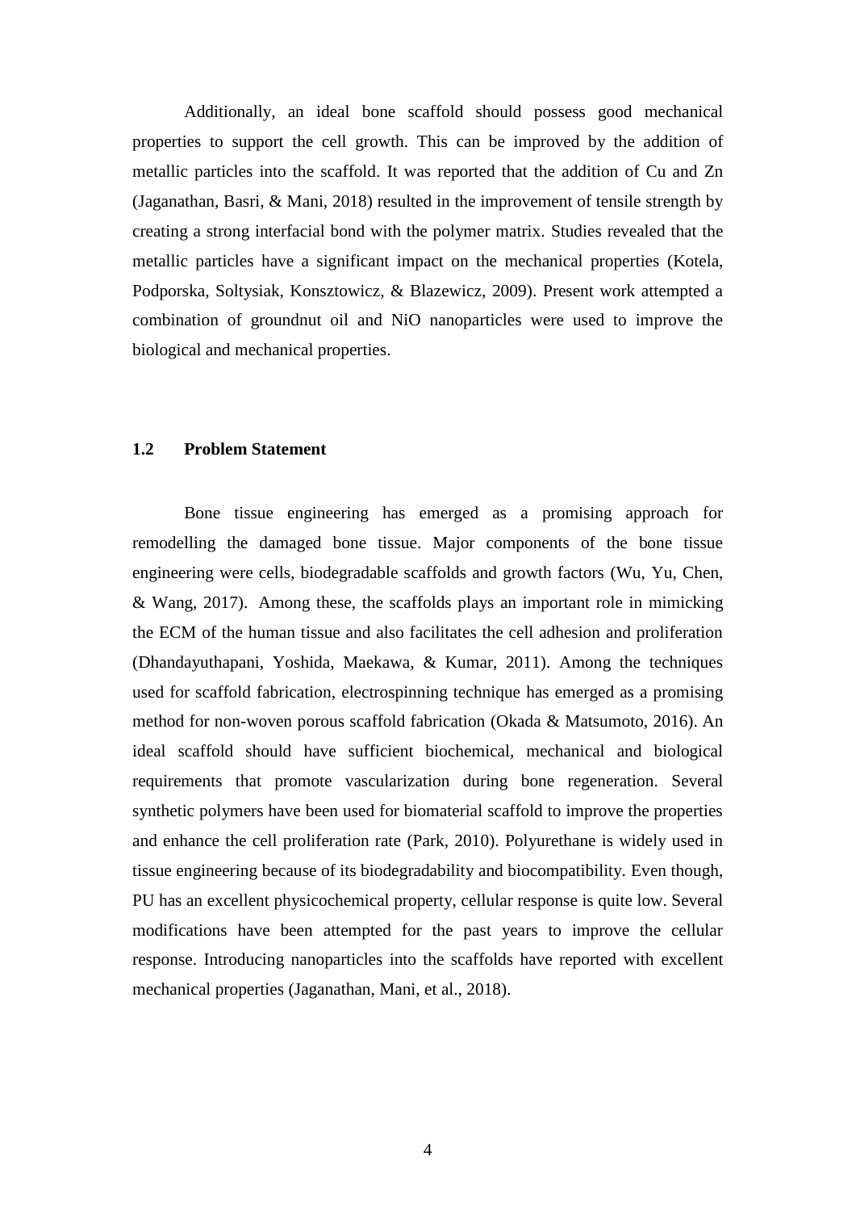Additionally, an ideal bone scaffold should possess good mechanical properties to support the cell growth. This can be improved by the addition of metallic particles into the scaffold. It was reported that the addition of Cu and Zn (Jaganathan, Basri, & Mani, 2018) resulted in the improvement of tensile strength by creating a strong interfacial bond with the polymer matrix. Studies revealed that the metallic particles have a significant impact on the mechanical properties (Kotela, Podporska, Soltysiak, Konsztowicz, & Blazewicz, 2009). Present work attempted a combination of groundnut oil and NiO nanoparticles were used to improve the biological and mechanical properties.

### 1.2 Problem Statement

Bone tissue engineering has emerged as a promising approach for remodelling the damaged bone tissue. Major components of the bone tissue engineering were cells, biodegradable scaffolds and growth factors (Wu, Yu, Chen, & Wang, 2017). Among these, the scaffolds plays an important role in mimicking the ECM of the human tissue and also facilitates the cell adhesion and proliferation (Dhandayuthapani, Yoshida, Maekawa, & Kumar, 2011). Among the techniques used for scaffold fabrication, electrospinning technique has emerged as a promising method for non-woven porous scaffold fabrication (Okada & Matsumoto, 2016). An ideal scaffold should have sufficient biochemical, mechanical and biological requirements that promote vascularization during bone regeneration. Several synthetic polymers have been used for biomaterial scaffold to improve the properties and enhance the cell proliferation rate (Park, 2010). Polyurethane is widely used in tissue engineering because of its biodegradability and biocompatibility. Even though, PU has an excellent physicochemical property, cellular response is quite low. Several modifications have been attempted for the past years to improve the cellular response. Introducing nanoparticles into the scaffolds have reported with excellent mechanical properties (Jaganathan, Mani, et al., 2018).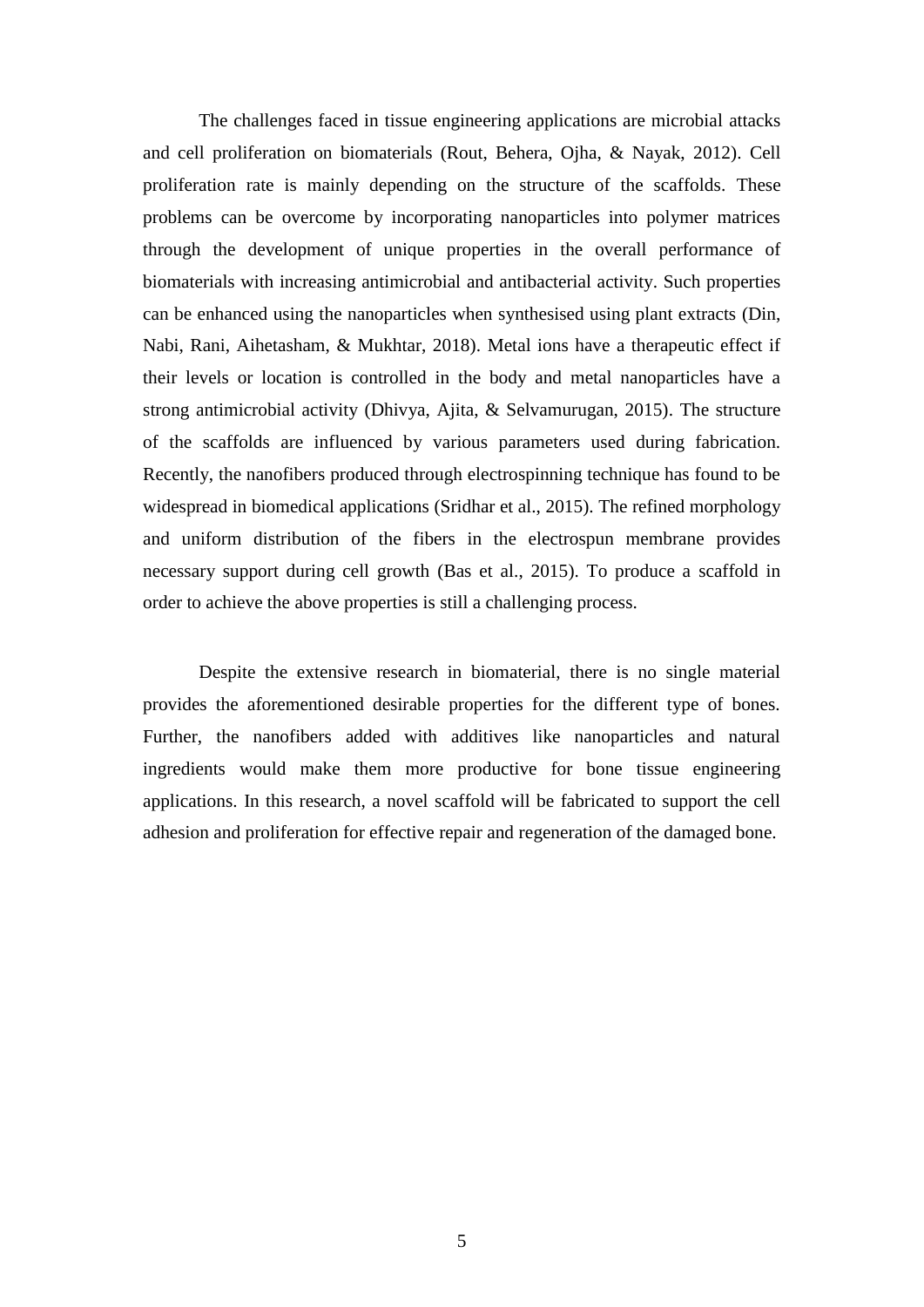The challenges faced in tissue engineering applications are microbial attacks and cell proliferation on biomaterials (Rout, Behera, Ojha, & Nayak, 2012). Cell proliferation rate is mainly depending on the structure of the scaffolds. These problems can be overcome by incorporating nanoparticles into polymer matrices through the development of unique properties in the overall performance of biomaterials with increasing antimicrobial and antibacterial activity. Such properties can be enhanced using the nanoparticles when synthesised using plant extracts (Din, Nabi, Rani, Aihetasham, & Mukhtar, 2018). Metal ions have a therapeutic effect if their levels or location is controlled in the body and metal nanoparticles have a strong antimicrobial activity (Dhivya, Ajita, & Selvamurugan, 2015). The structure of the scaffolds are influenced by various parameters used during fabrication. Recently, the nanofibers produced through electrospinning technique has found to be widespread in biomedical applications (Sridhar et al., 2015). The refined morphology and uniform distribution of the fibers in the electrospun membrane provides necessary support during cell growth (Bas et al., 2015). To produce a scaffold in order to achieve the above properties is still a challenging process.

Despite the extensive research in biomaterial, there is no single material provides the aforementioned desirable properties for the different type of bones. Further, the nanofibers added with additives like nanoparticles and natural ingredients would make them more productive for bone tissue engineering applications. In this research, a novel scaffold will be fabricated to support the cell adhesion and proliferation for effective repair and regeneration of the damaged bone.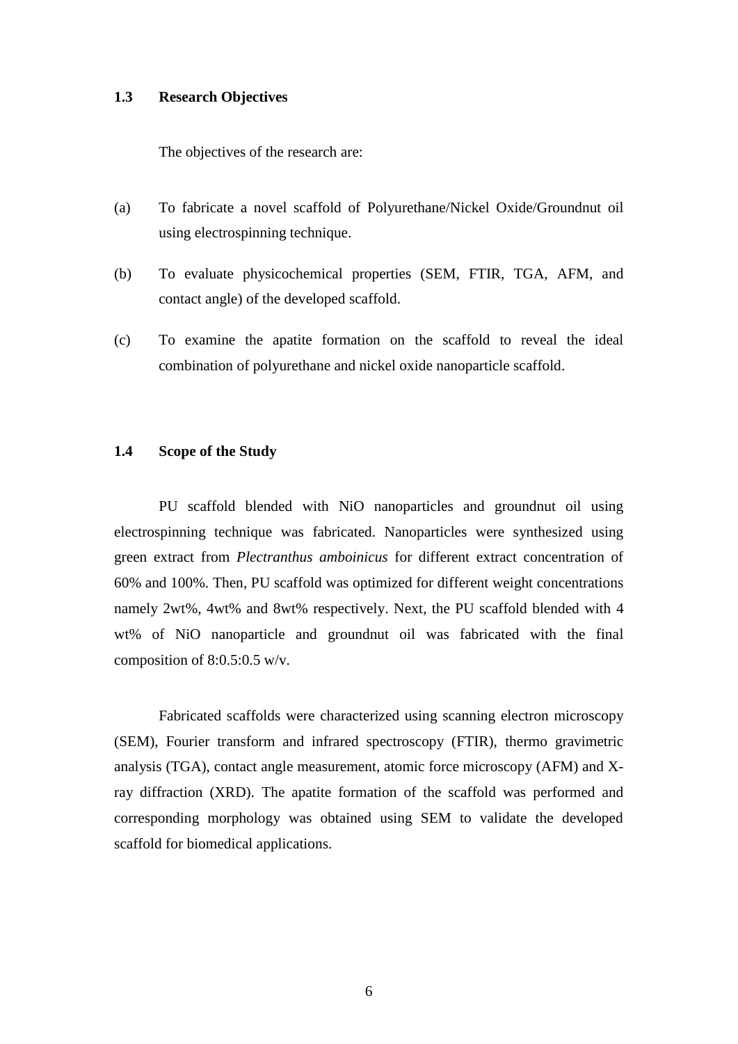### 1.3 Research Objectives

The objectives of the research are:

(a) To fabricate a novel scaffold of Polyurethane/Nickel Oxide/Groundnut oil using electrospinning technique.

(b) To evaluate physicochemical properties (SEM, FTIR, TGA, AFM, and contact angle) of the developed scaffold.

(c) To examine the apatite formation on the scaffold to reveal the ideal combination of polyurethane and nickel oxide nanoparticle scaffold.

### 1.4 Scope of the Study

PU scaffold blended with NiO nanoparticles and groundnut oil using electrospinning technique was fabricated. Nanoparticles were synthesized using green extract from *Plectranthus amboinicus* for different extract concentration of 60% and 100%. Then, PU scaffold was optimized for different weight concentrations namely 2wt%, 4wt% and 8wt% respectively. Next, the PU scaffold blended with 4 wt% of NiO nanoparticle and groundnut oil was fabricated with the final composition of 8:0.5:0.5 w/v.

Fabricated scaffolds were characterized using scanning electron microscopy (SEM), Fourier transform and infrared spectroscopy (FTIR), thermo gravimetric analysis (TGA), contact angle measurement, atomic force microscopy (AFM) and X-ray diffraction (XRD). The apatite formation of the scaffold was performed and corresponding morphology was obtained using SEM to validate the developed scaffold for biomedical applications.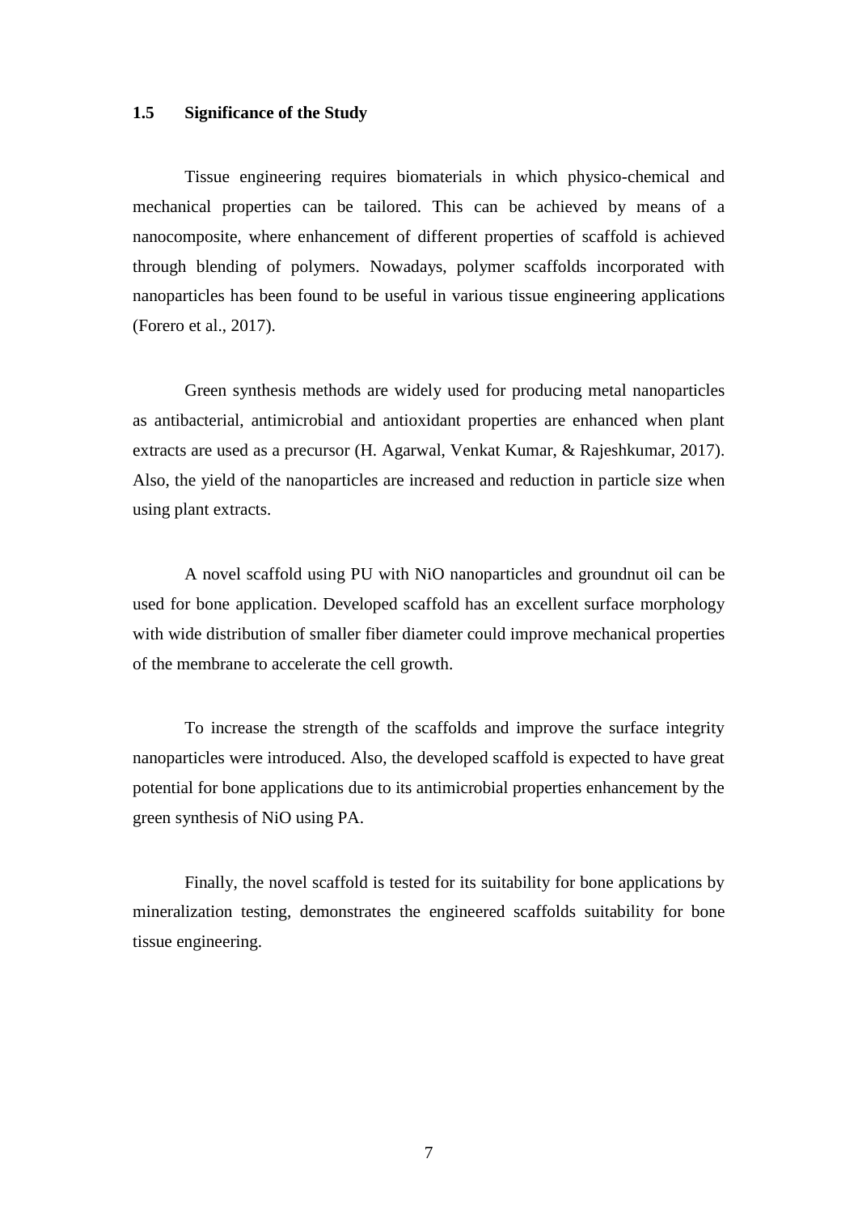## 1.5 Significance of the Study

Tissue engineering requires biomaterials in which physico-chemical and mechanical properties can be tailored. This can be achieved by means of a nanocomposite, where enhancement of different properties of scaffold is achieved through blending of polymers. Nowadays, polymer scaffolds incorporated with nanoparticles has been found to be useful in various tissue engineering applications (Forero et al., 2017).

Green synthesis methods are widely used for producing metal nanoparticles as antibacterial, antimicrobial and antioxidant properties are enhanced when plant extracts are used as a precursor (H. Agarwal, Venkat Kumar, & Rajeshkumar, 2017). Also, the yield of the nanoparticles are increased and reduction in particle size when using plant extracts.

A novel scaffold using PU with NiO nanoparticles and groundnut oil can be used for bone application. Developed scaffold has an excellent surface morphology with wide distribution of smaller fiber diameter could improve mechanical properties of the membrane to accelerate the cell growth.

To increase the strength of the scaffolds and improve the surface integrity nanoparticles were introduced. Also, the developed scaffold is expected to have great potential for bone applications due to its antimicrobial properties enhancement by the green synthesis of NiO using PA.

Finally, the novel scaffold is tested for its suitability for bone applications by mineralization testing, demonstrates the engineered scaffolds suitability for bone tissue engineering.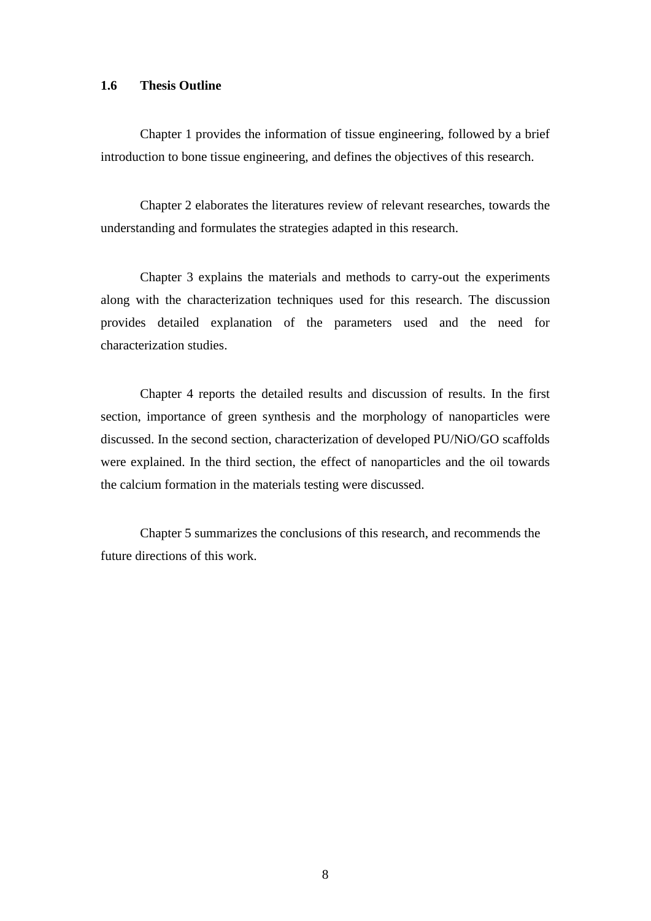### 1.6 Thesis Outline

Chapter 1 provides the information of tissue engineering, followed by a brief introduction to bone tissue engineering, and defines the objectives of this research.

Chapter 2 elaborates the literatures review of relevant researches, towards the understanding and formulates the strategies adapted in this research.

Chapter 3 explains the materials and methods to carry-out the experiments along with the characterization techniques used for this research. The discussion provides detailed explanation of the parameters used and the need for characterization studies.

Chapter 4 reports the detailed results and discussion of results. In the first section, importance of green synthesis and the morphology of nanoparticles were discussed. In the second section, characterization of developed PU/NiO/GO scaffolds were explained. In the third section, the effect of nanoparticles and the oil towards the calcium formation in the materials testing were discussed.

Chapter 5 summarizes the conclusions of this research, and recommends the future directions of this work.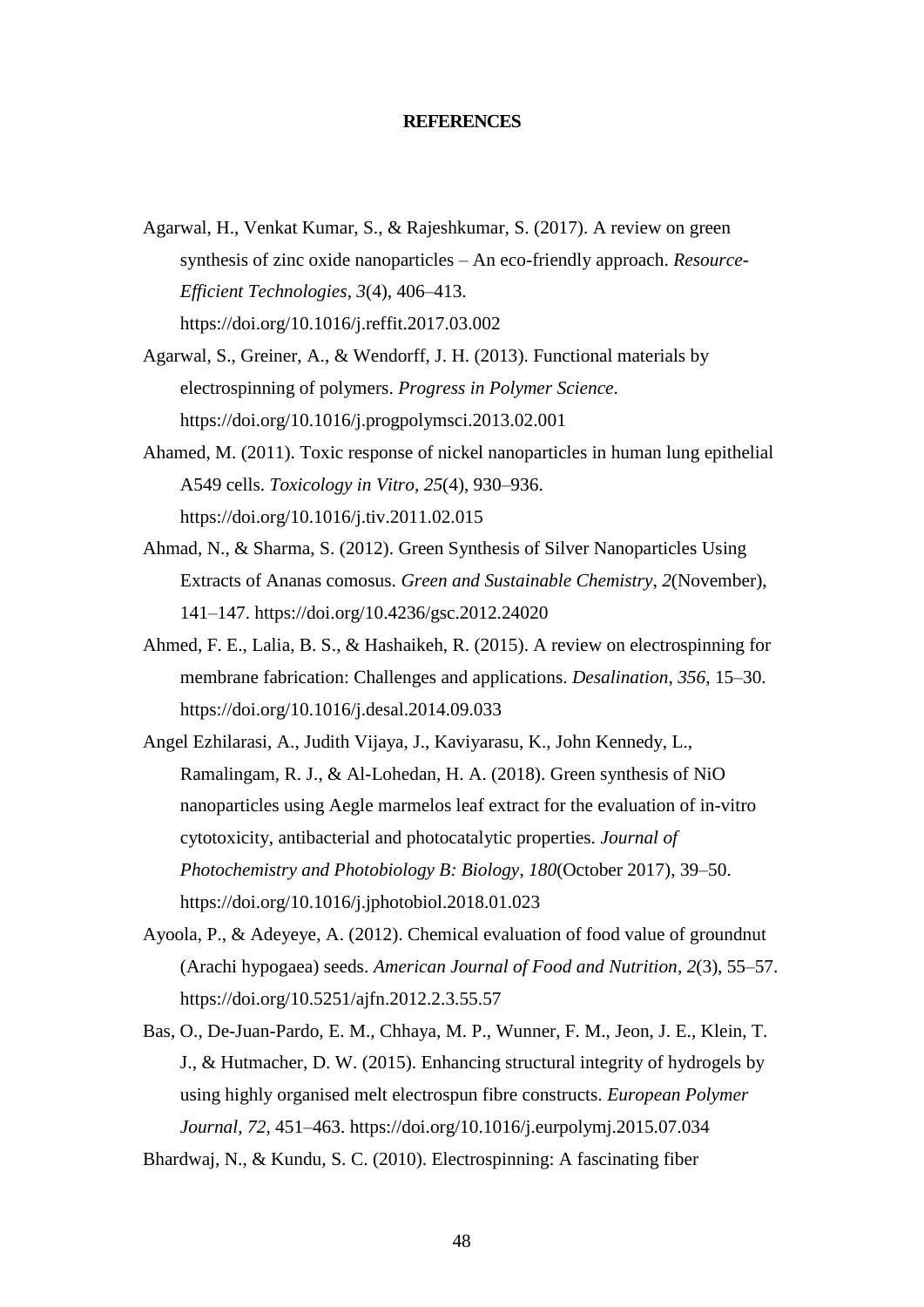# REFERENCES

Agarwal, H., Venkat Kumar, S., & Rajeshkumar, S. (2017). A review on green synthesis of zinc oxide nanoparticles – An eco-friendly approach. *Resource-Efficient Technologies*, *3*(4), 406–413. https://doi.org/10.1016/j.reffit.2017.03.002

Agarwal, S., Greiner, A., & Wendorff, J. H. (2013). Functional materials by electrospinning of polymers. *Progress in Polymer Science*. https://doi.org/10.1016/j.progpolymsci.2013.02.001

Ahamed, M. (2011). Toxic response of nickel nanoparticles in human lung epithelial A549 cells. *Toxicology in Vitro*, *25*(4), 930–936. https://doi.org/10.1016/j.tiv.2011.02.015

Ahmad, N., & Sharma, S. (2012). Green Synthesis of Silver Nanoparticles Using Extracts of Ananas comosus. *Green and Sustainable Chemistry*, *2*(November), 141–147. https://doi.org/10.4236/gsc.2012.24020

Ahmed, F. E., Lalia, B. S., & Hashaikeh, R. (2015). A review on electrospinning for membrane fabrication: Challenges and applications. *Desalination*, *356*, 15–30. https://doi.org/10.1016/j.desal.2014.09.033

Angel Ezhilarasi, A., Judith Vijaya, J., Kaviyarasu, K., John Kennedy, L., Ramalingam, R. J., & Al-Lohedan, H. A. (2018). Green synthesis of NiO nanoparticles using Aegle marmelos leaf extract for the evaluation of in-vitro cytotoxicity, antibacterial and photocatalytic properties. *Journal of Photochemistry and Photobiology B: Biology*, *180*(October 2017), 39–50. https://doi.org/10.1016/j.jphotobiol.2018.01.023

Ayoola, P., & Adeyeye, A. (2012). Chemical evaluation of food value of groundnut (Arachi hypogaea) seeds. *American Journal of Food and Nutrition*, *2*(3), 55–57. https://doi.org/10.5251/ajfn.2012.2.3.55.57

Bas, O., De-Juan-Pardo, E. M., Chhaya, M. P., Wunner, F. M., Jeon, J. E., Klein, T. J., & Hutmacher, D. W. (2015). Enhancing structural integrity of hydrogels by using highly organised melt electrospun fibre constructs. *European Polymer Journal*, *72*, 451–463. https://doi.org/10.1016/j.eurpolymj.2015.07.034

Bhardwaj, N., & Kundu, S. C. (2010). Electrospinning: A fascinating fiber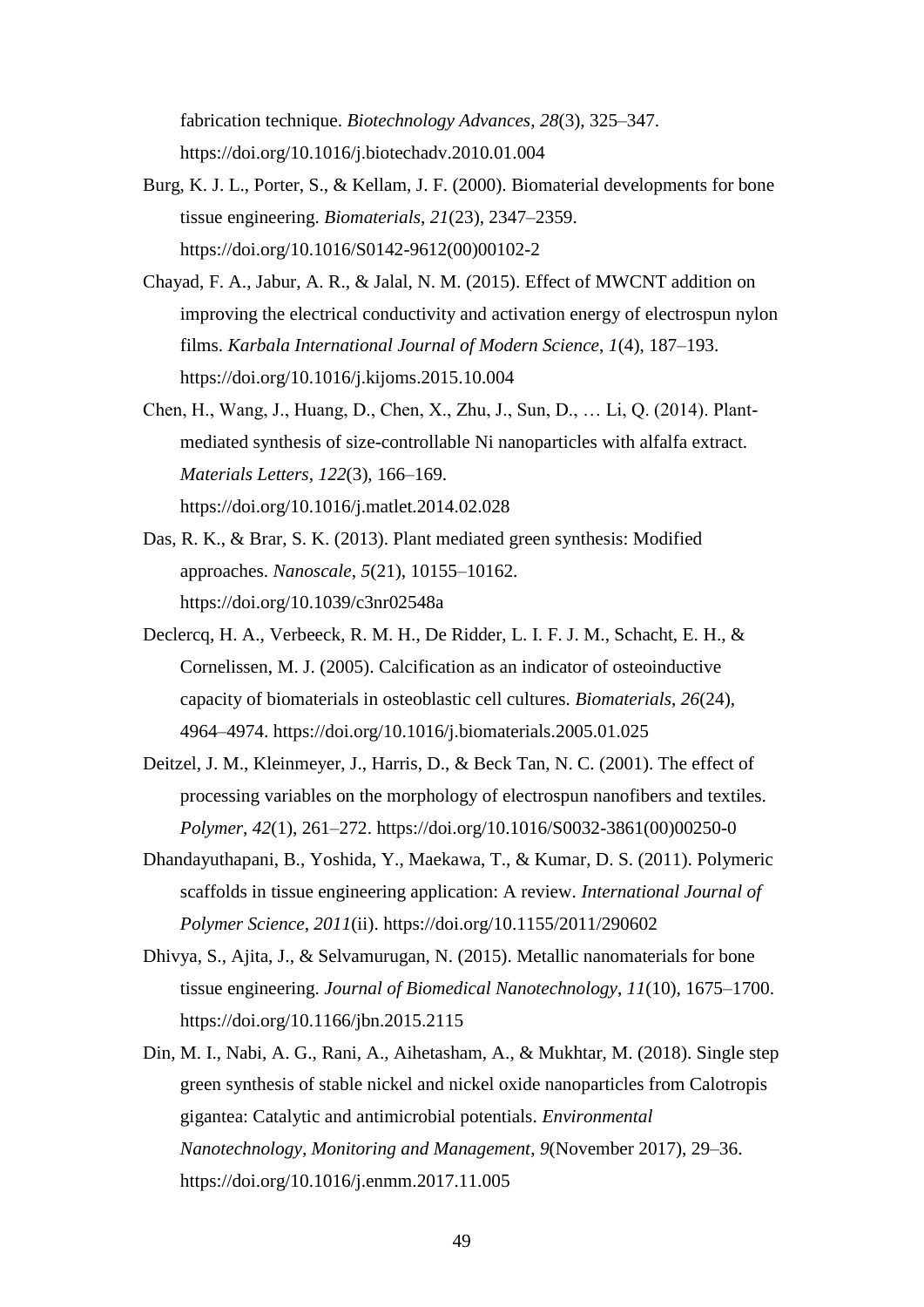fabrication technique. *Biotechnology Advances*, *28*(3), 325–347. https://doi.org/10.1016/j.biotechadv.2010.01.004

Burg, K. J. L., Porter, S., & Kellam, J. F. (2000). Biomaterial developments for bone tissue engineering. *Biomaterials*, *21*(23), 2347–2359. https://doi.org/10.1016/S0142-9612(00)00102-2

Chayad, F. A., Jabur, A. R., & Jalal, N. M. (2015). Effect of MWCNT addition on improving the electrical conductivity and activation energy of electrospun nylon films. *Karbala International Journal of Modern Science*, *1*(4), 187–193. https://doi.org/10.1016/j.kijoms.2015.10.004

Chen, H., Wang, J., Huang, D., Chen, X., Zhu, J., Sun, D., … Li, Q. (2014). Plant-mediated synthesis of size-controllable Ni nanoparticles with alfalfa extract. *Materials Letters*, *122*(3), 166–169. https://doi.org/10.1016/j.matlet.2014.02.028

Das, R. K., & Brar, S. K. (2013). Plant mediated green synthesis: Modified approaches. *Nanoscale*, *5*(21), 10155–10162. https://doi.org/10.1039/c3nr02548a

Declercq, H. A., Verbeeck, R. M. H., De Ridder, L. I. F. J. M., Schacht, E. H., & Cornelissen, M. J. (2005). Calcification as an indicator of osteoinductive capacity of biomaterials in osteoblastic cell cultures. *Biomaterials*, *26*(24), 4964–4974. https://doi.org/10.1016/j.biomaterials.2005.01.025

Deitzel, J. M., Kleinmeyer, J., Harris, D., & Beck Tan, N. C. (2001). The effect of processing variables on the morphology of electrospun nanofibers and textiles. *Polymer*, *42*(1), 261–272. https://doi.org/10.1016/S0032-3861(00)00250-0

Dhandayuthapani, B., Yoshida, Y., Maekawa, T., & Kumar, D. S. (2011). Polymeric scaffolds in tissue engineering application: A review. *International Journal of Polymer Science*, *2011*(ii). https://doi.org/10.1155/2011/290602

Dhivya, S., Ajita, J., & Selvamurugan, N. (2015). Metallic nanomaterials for bone tissue engineering. *Journal of Biomedical Nanotechnology*, *11*(10), 1675–1700. https://doi.org/10.1166/jbn.2015.2115

Din, M. I., Nabi, A. G., Rani, A., Aihetasham, A., & Mukhtar, M. (2018). Single step green synthesis of stable nickel and nickel oxide nanoparticles from Calotropis gigantea: Catalytic and antimicrobial potentials. *Environmental Nanotechnology, Monitoring and Management*, *9*(November 2017), 29–36. https://doi.org/10.1016/j.enmm.2017.11.005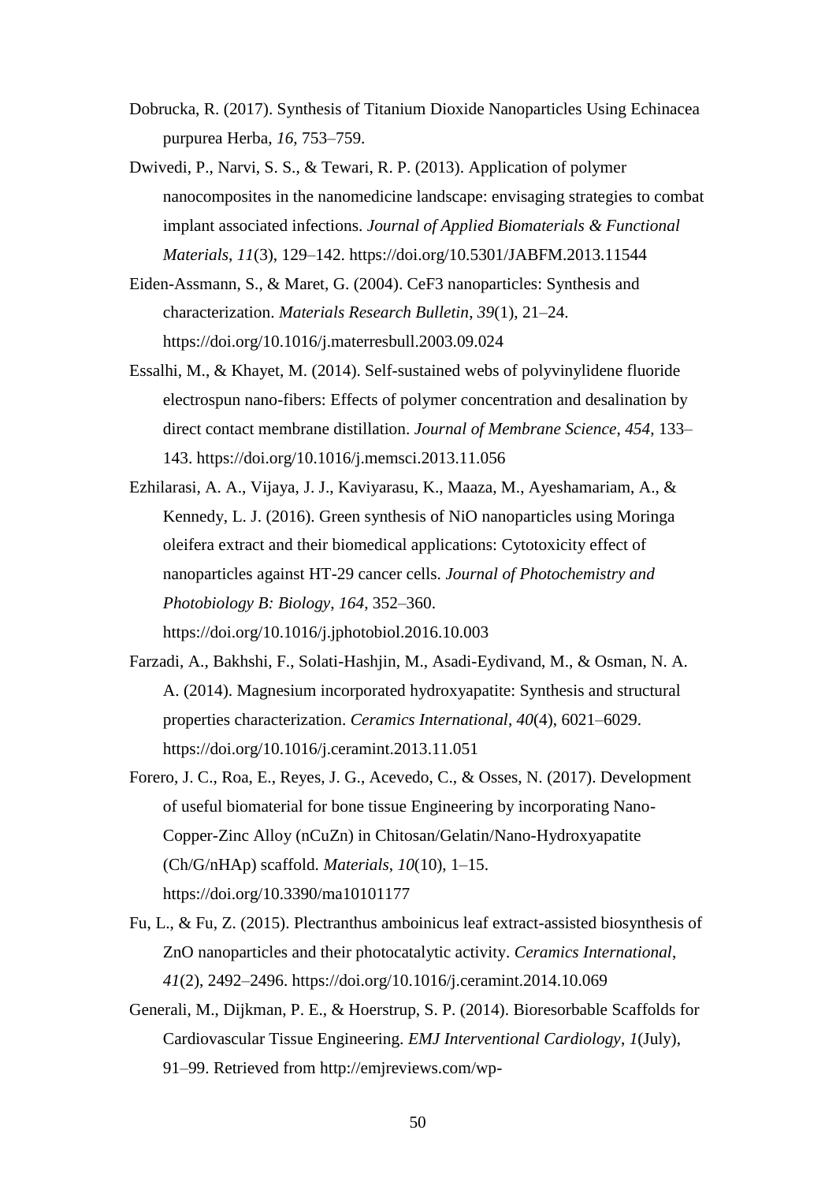Dobrucka, R. (2017). Synthesis of Titanium Dioxide Nanoparticles Using Echinacea purpurea Herba, *16*, 753–759.

Dwivedi, P., Narvi, S. S., & Tewari, R. P. (2013). Application of polymer nanocomposites in the nanomedicine landscape: envisaging strategies to combat implant associated infections. *Journal of Applied Biomaterials & Functional Materials*, *11*(3), 129–142. https://doi.org/10.5301/JABFM.2013.11544

Eiden-Assmann, S., & Maret, G. (2004). CeF3 nanoparticles: Synthesis and characterization. *Materials Research Bulletin*, *39*(1), 21–24. https://doi.org/10.1016/j.materresbull.2003.09.024

Essalhi, M., & Khayet, M. (2014). Self-sustained webs of polyvinylidene fluoride electrospun nano-fibers: Effects of polymer concentration and desalination by direct contact membrane distillation. *Journal of Membrane Science*, *454*, 133–143. https://doi.org/10.1016/j.memsci.2013.11.056

Ezhilarasi, A. A., Vijaya, J. J., Kaviyarasu, K., Maaza, M., Ayeshamariam, A., & Kennedy, L. J. (2016). Green synthesis of NiO nanoparticles using Moringa oleifera extract and their biomedical applications: Cytotoxicity effect of nanoparticles against HT-29 cancer cells. *Journal of Photochemistry and Photobiology B: Biology*, *164*, 352–360. https://doi.org/10.1016/j.jphotobiol.2016.10.003

Farzadi, A., Bakhshi, F., Solati-Hashjin, M., Asadi-Eydivand, M., & Osman, N. A. A. (2014). Magnesium incorporated hydroxyapatite: Synthesis and structural properties characterization. *Ceramics International*, *40*(4), 6021–6029. https://doi.org/10.1016/j.ceramint.2013.11.051

Forero, J. C., Roa, E., Reyes, J. G., Acevedo, C., & Osses, N. (2017). Development of useful biomaterial for bone tissue Engineering by incorporating Nano-Copper-Zinc Alloy (nCuZn) in Chitosan/Gelatin/Nano-Hydroxyapatite (Ch/G/nHAp) scaffold. *Materials*, *10*(10), 1–15. https://doi.org/10.3390/ma10101177

Fu, L., & Fu, Z. (2015). Plectranthus amboinicus leaf extract-assisted biosynthesis of ZnO nanoparticles and their photocatalytic activity. *Ceramics International*, *41*(2), 2492–2496. https://doi.org/10.1016/j.ceramint.2014.10.069

Generali, M., Dijkman, P. E., & Hoerstrup, S. P. (2014). Bioresorbable Scaffolds for Cardiovascular Tissue Engineering. *EMJ Interventional Cardiology*, *1*(July), 91–99. Retrieved from http://emjreviews.com/wp-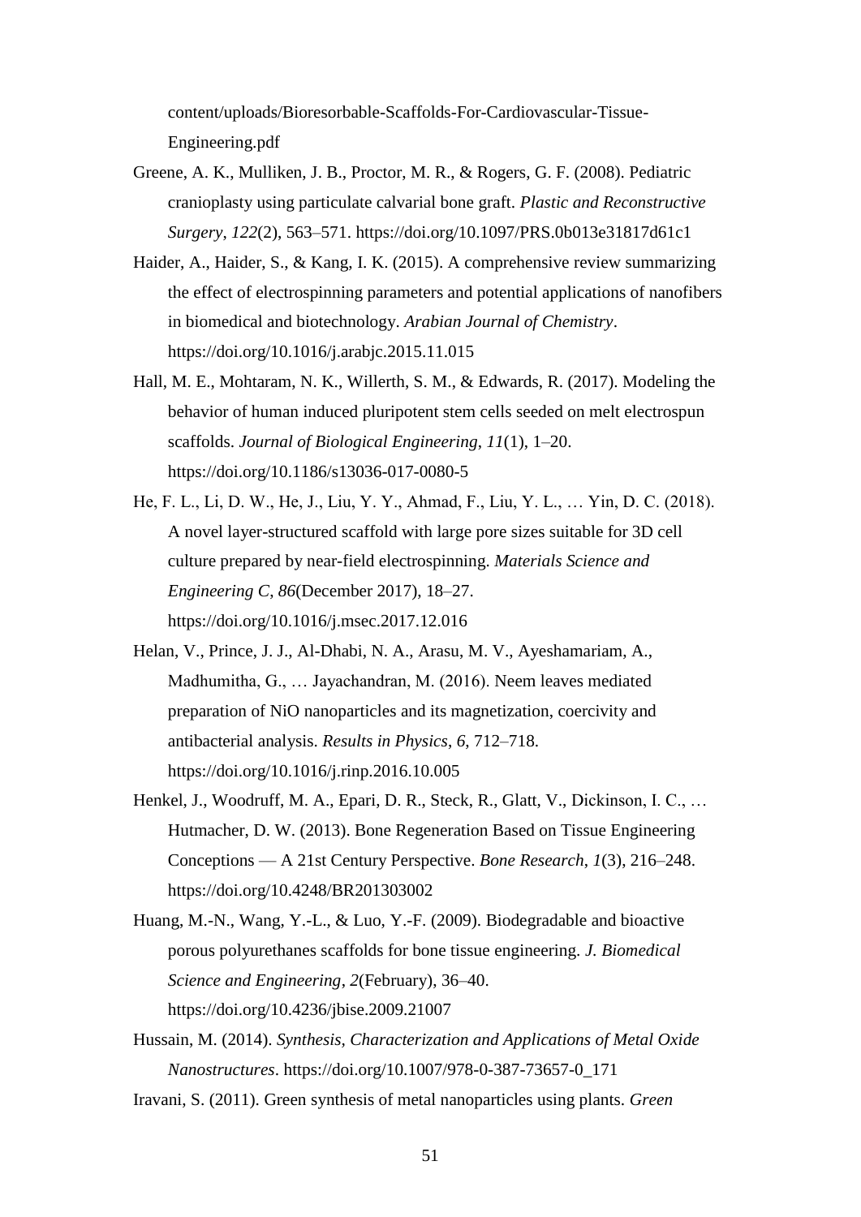content/uploads/Bioresorbable-Scaffolds-For-Cardiovascular-Tissue-Engineering.pdf

Greene, A. K., Mulliken, J. B., Proctor, M. R., & Rogers, G. F. (2008). Pediatric cranioplasty using particulate calvarial bone graft. *Plastic and Reconstructive Surgery*, *122*(2), 563–571. https://doi.org/10.1097/PRS.0b013e31817d61c1

Haider, A., Haider, S., & Kang, I. K. (2015). A comprehensive review summarizing the effect of electrospinning parameters and potential applications of nanofibers in biomedical and biotechnology. *Arabian Journal of Chemistry*. https://doi.org/10.1016/j.arabjc.2015.11.015

Hall, M. E., Mohtaram, N. K., Willerth, S. M., & Edwards, R. (2017). Modeling the behavior of human induced pluripotent stem cells seeded on melt electrospun scaffolds. *Journal of Biological Engineering*, *11*(1), 1–20. https://doi.org/10.1186/s13036-017-0080-5

He, F. L., Li, D. W., He, J., Liu, Y. Y., Ahmad, F., Liu, Y. L., … Yin, D. C. (2018). A novel layer-structured scaffold with large pore sizes suitable for 3D cell culture prepared by near-field electrospinning. *Materials Science and Engineering C*, *86*(December 2017), 18–27. https://doi.org/10.1016/j.msec.2017.12.016

Helan, V., Prince, J. J., Al-Dhabi, N. A., Arasu, M. V., Ayeshamariam, A., Madhumitha, G., … Jayachandran, M. (2016). Neem leaves mediated preparation of NiO nanoparticles and its magnetization, coercivity and antibacterial analysis. *Results in Physics*, *6*, 712–718. https://doi.org/10.1016/j.rinp.2016.10.005

Henkel, J., Woodruff, M. A., Epari, D. R., Steck, R., Glatt, V., Dickinson, I. C., … Hutmacher, D. W. (2013). Bone Regeneration Based on Tissue Engineering Conceptions — A 21st Century Perspective. *Bone Research*, *1*(3), 216–248. https://doi.org/10.4248/BR201303002

Huang, M.-N., Wang, Y.-L., & Luo, Y.-F. (2009). Biodegradable and bioactive porous polyurethanes scaffolds for bone tissue engineering. *J. Biomedical Science and Engineering*, *2*(February), 36–40. https://doi.org/10.4236/jbise.2009.21007

Hussain, M. (2014). *Synthesis, Characterization and Applications of Metal Oxide Nanostructures*. https://doi.org/10.1007/978-0-387-73657-0_171

Iravani, S. (2011). Green synthesis of metal nanoparticles using plants. *Green*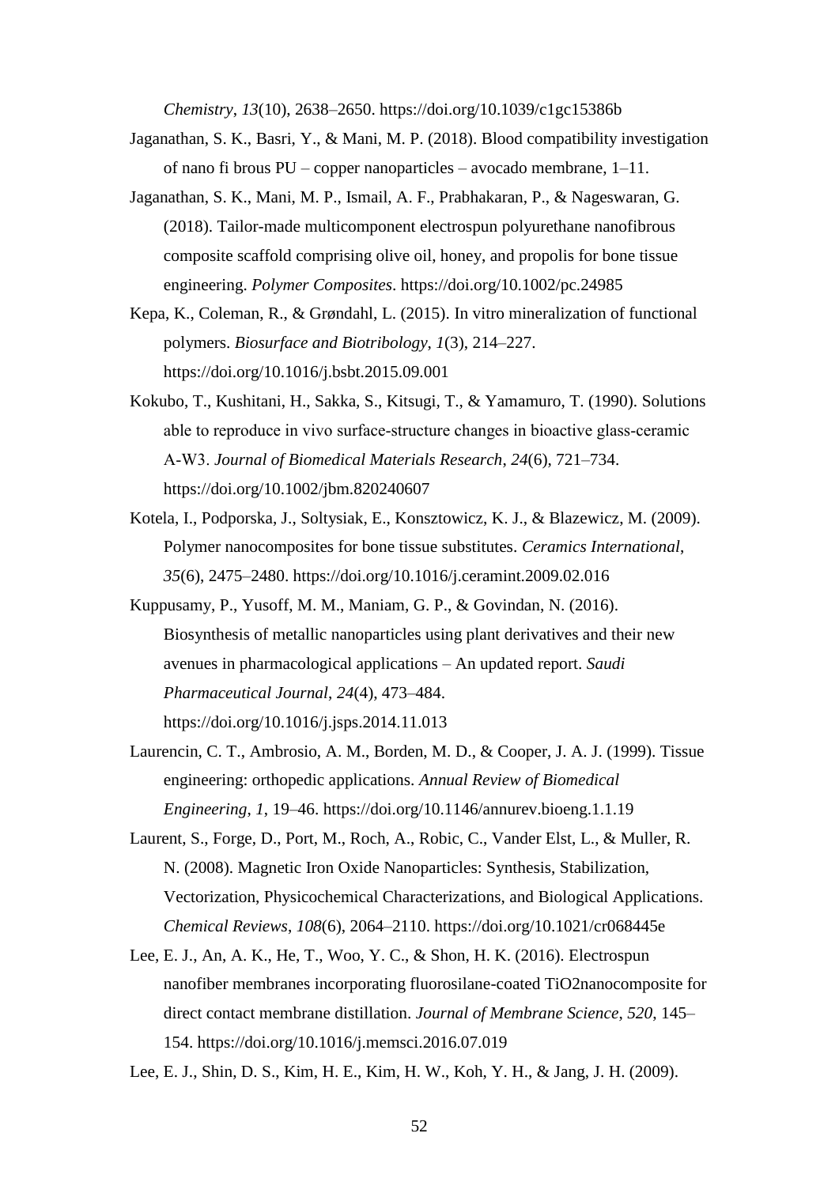*Chemistry*, *13*(10), 2638–2650. https://doi.org/10.1039/c1gc15386b

Jaganathan, S. K., Basri, Y., & Mani, M. P. (2018). Blood compatibility investigation of nano fi brous PU – copper nanoparticles – avocado membrane, 1–11.

Jaganathan, S. K., Mani, M. P., Ismail, A. F., Prabhakaran, P., & Nageswaran, G. (2018). Tailor-made multicomponent electrospun polyurethane nanofibrous composite scaffold comprising olive oil, honey, and propolis for bone tissue engineering. *Polymer Composites*. https://doi.org/10.1002/pc.24985

Kepa, K., Coleman, R., & Grøndahl, L. (2015). In vitro mineralization of functional polymers. *Biosurface and Biotribology*, *1*(3), 214–227. https://doi.org/10.1016/j.bsbt.2015.09.001

Kokubo, T., Kushitani, H., Sakka, S., Kitsugi, T., & Yamamuro, T. (1990). Solutions able to reproduce in vivo surface-structure changes in bioactive glass-ceramic A-W3. *Journal of Biomedical Materials Research*, *24*(6), 721–734. https://doi.org/10.1002/jbm.820240607

Kotela, I., Podporska, J., Soltysiak, E., Konsztowicz, K. J., & Blazewicz, M. (2009). Polymer nanocomposites for bone tissue substitutes. *Ceramics International*, *35*(6), 2475–2480. https://doi.org/10.1016/j.ceramint.2009.02.016

Kuppusamy, P., Yusoff, M. M., Maniam, G. P., & Govindan, N. (2016). Biosynthesis of metallic nanoparticles using plant derivatives and their new avenues in pharmacological applications – An updated report. *Saudi Pharmaceutical Journal*, *24*(4), 473–484. https://doi.org/10.1016/j.jsps.2014.11.013

Laurencin, C. T., Ambrosio, A. M., Borden, M. D., & Cooper, J. A. J. (1999). Tissue engineering: orthopedic applications. *Annual Review of Biomedical Engineering*, *1*, 19–46. https://doi.org/10.1146/annurev.bioeng.1.1.19

Laurent, S., Forge, D., Port, M., Roch, A., Robic, C., Vander Elst, L., & Muller, R. N. (2008). Magnetic Iron Oxide Nanoparticles: Synthesis, Stabilization, Vectorization, Physicochemical Characterizations, and Biological Applications. *Chemical Reviews*, *108*(6), 2064–2110. https://doi.org/10.1021/cr068445e

Lee, E. J., An, A. K., He, T., Woo, Y. C., & Shon, H. K. (2016). Electrospun nanofiber membranes incorporating fluorosilane-coated TiO2nanocomposite for direct contact membrane distillation. *Journal of Membrane Science*, *520*, 145–154. https://doi.org/10.1016/j.memsci.2016.07.019

Lee, E. J., Shin, D. S., Kim, H. E., Kim, H. W., Koh, Y. H., & Jang, J. H. (2009).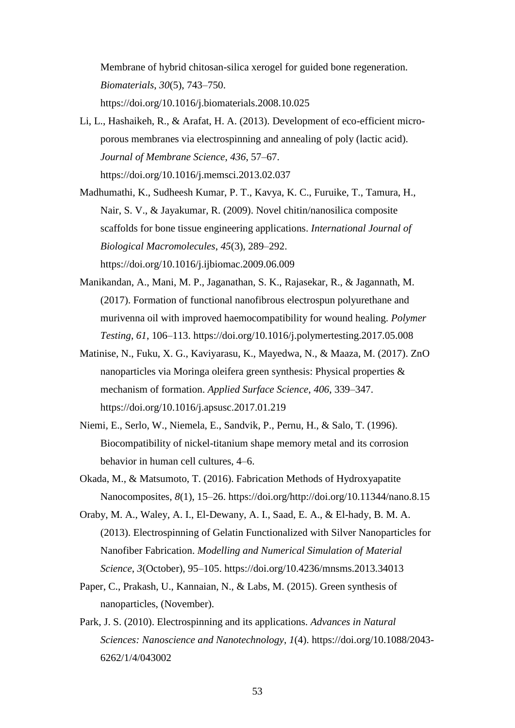Membrane of hybrid chitosan-silica xerogel for guided bone regeneration. *Biomaterials*, *30*(5), 743–750. https://doi.org/10.1016/j.biomaterials.2008.10.025

Li, L., Hashaikeh, R., & Arafat, H. A. (2013). Development of eco-efficient micro-porous membranes via electrospinning and annealing of poly (lactic acid). *Journal of Membrane Science*, *436*, 57–67. https://doi.org/10.1016/j.memsci.2013.02.037

Madhumathi, K., Sudheesh Kumar, P. T., Kavya, K. C., Furuike, T., Tamura, H., Nair, S. V., & Jayakumar, R. (2009). Novel chitin/nanosilica composite scaffolds for bone tissue engineering applications. *International Journal of Biological Macromolecules*, *45*(3), 289–292. https://doi.org/10.1016/j.ijbiomac.2009.06.009

Manikandan, A., Mani, M. P., Jaganathan, S. K., Rajasekar, R., & Jagannath, M. (2017). Formation of functional nanofibrous electrospun polyurethane and murivenna oil with improved haemocompatibility for wound healing. *Polymer Testing*, *61*, 106–113. https://doi.org/10.1016/j.polymertesting.2017.05.008

Matinise, N., Fuku, X. G., Kaviyarasu, K., Mayedwa, N., & Maaza, M. (2017). ZnO nanoparticles via Moringa oleifera green synthesis: Physical properties & mechanism of formation. *Applied Surface Science*, *406*, 339–347. https://doi.org/10.1016/j.apsusc.2017.01.219

Niemi, E., Serlo, W., Niemela, E., Sandvik, P., Pernu, H., & Salo, T. (1996). Biocompatibility of nickel-titanium shape memory metal and its corrosion behavior in human cell cultures, 4–6.

Okada, M., & Matsumoto, T. (2016). Fabrication Methods of Hydroxyapatite Nanocomposites, *8*(1), 15–26. https://doi.org/http://doi.org/10.11344/nano.8.15

Oraby, M. A., Waley, A. I., El-Dewany, A. I., Saad, E. A., & El-hady, B. M. A. (2013). Electrospinning of Gelatin Functionalized with Silver Nanoparticles for Nanofiber Fabrication. *Modelling and Numerical Simulation of Material Science*, *3*(October), 95–105. https://doi.org/10.4236/mnsms.2013.34013

Paper, C., Prakash, U., Kannaian, N., & Labs, M. (2015). Green synthesis of nanoparticles, (November).

Park, J. S. (2010). Electrospinning and its applications. *Advances in Natural Sciences: Nanoscience and Nanotechnology*, *1*(4). https://doi.org/10.1088/2043-6262/1/4/043002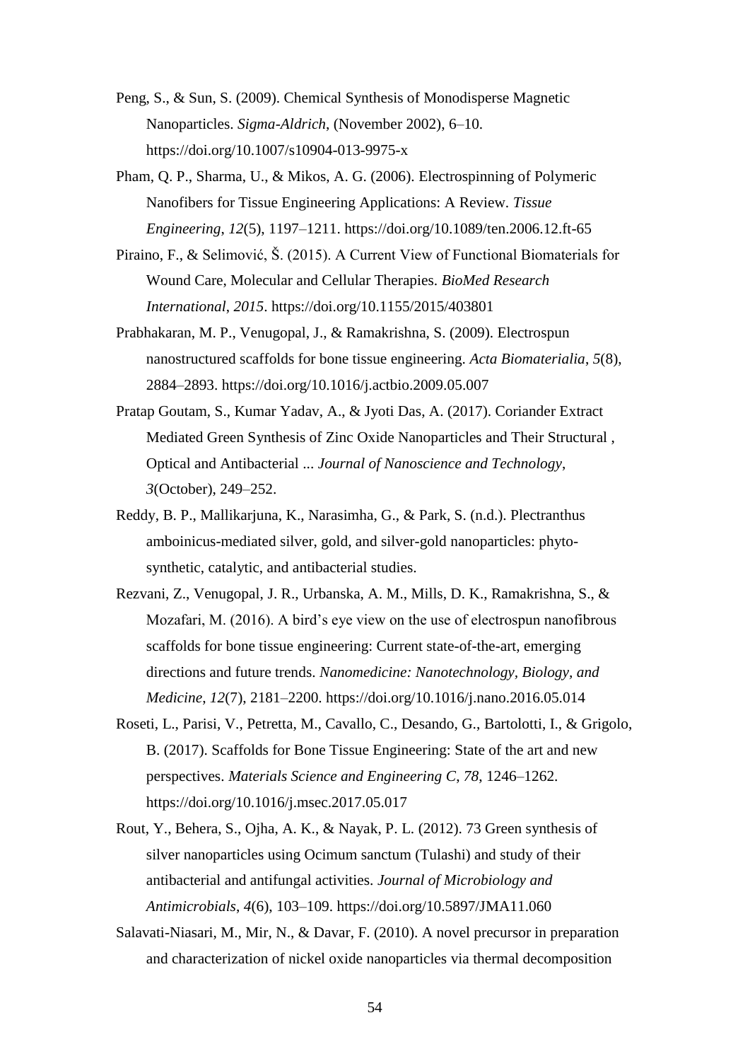Peng, S., & Sun, S. (2009). Chemical Synthesis of Monodisperse Magnetic Nanoparticles. *Sigma-Aldrich*, (November 2002), 6–10. https://doi.org/10.1007/s10904-013-9975-x

Pham, Q. P., Sharma, U., & Mikos, A. G. (2006). Electrospinning of Polymeric Nanofibers for Tissue Engineering Applications: A Review. *Tissue Engineering*, *12*(5), 1197–1211. https://doi.org/10.1089/ten.2006.12.ft-65

Piraino, F., & Selimović, Š. (2015). A Current View of Functional Biomaterials for Wound Care, Molecular and Cellular Therapies. *BioMed Research International*, *2015*. https://doi.org/10.1155/2015/403801

Prabhakaran, M. P., Venugopal, J., & Ramakrishna, S. (2009). Electrospun nanostructured scaffolds for bone tissue engineering. *Acta Biomaterialia*, *5*(8), 2884–2893. https://doi.org/10.1016/j.actbio.2009.05.007

Pratap Goutam, S., Kumar Yadav, A., & Jyoti Das, A. (2017). Coriander Extract Mediated Green Synthesis of Zinc Oxide Nanoparticles and Their Structural , Optical and Antibacterial ... *Journal of Nanoscience and Technology*, *3*(October), 249–252.

Reddy, B. P., Mallikarjuna, K., Narasimha, G., & Park, S. (n.d.). Plectranthus amboinicus-mediated silver, gold, and silver-gold nanoparticles: phyto-synthetic, catalytic, and antibacterial studies.

Rezvani, Z., Venugopal, J. R., Urbanska, A. M., Mills, D. K., Ramakrishna, S., & Mozafari, M. (2016). A bird's eye view on the use of electrospun nanofibrous scaffolds for bone tissue engineering: Current state-of-the-art, emerging directions and future trends. *Nanomedicine: Nanotechnology, Biology, and Medicine*, *12*(7), 2181–2200. https://doi.org/10.1016/j.nano.2016.05.014

Roseti, L., Parisi, V., Petretta, M., Cavallo, C., Desando, G., Bartolotti, I., & Grigolo, B. (2017). Scaffolds for Bone Tissue Engineering: State of the art and new perspectives. *Materials Science and Engineering C*, *78*, 1246–1262. https://doi.org/10.1016/j.msec.2017.05.017

Rout, Y., Behera, S., Ojha, A. K., & Nayak, P. L. (2012). 73 Green synthesis of silver nanoparticles using Ocimum sanctum (Tulashi) and study of their antibacterial and antifungal activities. *Journal of Microbiology and Antimicrobials*, *4*(6), 103–109. https://doi.org/10.5897/JMA11.060

Salavati-Niasari, M., Mir, N., & Davar, F. (2010). A novel precursor in preparation and characterization of nickel oxide nanoparticles via thermal decomposition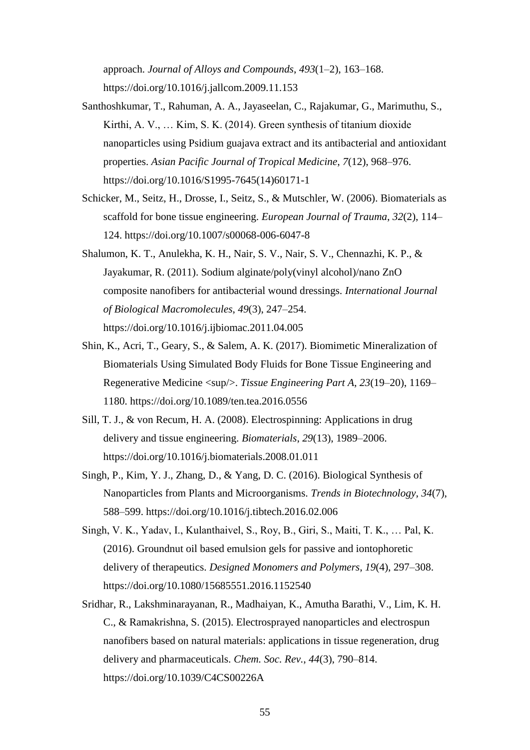approach. *Journal of Alloys and Compounds*, *493*(1–2), 163–168. https://doi.org/10.1016/j.jallcom.2009.11.153

Santhoshkumar, T., Rahuman, A. A., Jayaseelan, C., Rajakumar, G., Marimuthu, S., Kirthi, A. V., … Kim, S. K. (2014). Green synthesis of titanium dioxide nanoparticles using Psidium guajava extract and its antibacterial and antioxidant properties. *Asian Pacific Journal of Tropical Medicine*, *7*(12), 968–976. https://doi.org/10.1016/S1995-7645(14)60171-1

Schicker, M., Seitz, H., Drosse, I., Seitz, S., & Mutschler, W. (2006). Biomaterials as scaffold for bone tissue engineering. *European Journal of Trauma*, *32*(2), 114–124. https://doi.org/10.1007/s00068-006-6047-8

Shalumon, K. T., Anulekha, K. H., Nair, S. V., Nair, S. V., Chennazhi, K. P., & Jayakumar, R. (2011). Sodium alginate/poly(vinyl alcohol)/nano ZnO composite nanofibers for antibacterial wound dressings. *International Journal of Biological Macromolecules*, *49*(3), 247–254. https://doi.org/10.1016/j.ijbiomac.2011.04.005

Shin, K., Acri, T., Geary, S., & Salem, A. K. (2017). Biomimetic Mineralization of Biomaterials Using Simulated Body Fluids for Bone Tissue Engineering and Regenerative Medicine <sup/>. *Tissue Engineering Part A*, *23*(19–20), 1169–1180. https://doi.org/10.1089/ten.tea.2016.0556

Sill, T. J., & von Recum, H. A. (2008). Electrospinning: Applications in drug delivery and tissue engineering. *Biomaterials*, *29*(13), 1989–2006. https://doi.org/10.1016/j.biomaterials.2008.01.011

Singh, P., Kim, Y. J., Zhang, D., & Yang, D. C. (2016). Biological Synthesis of Nanoparticles from Plants and Microorganisms. *Trends in Biotechnology*, *34*(7), 588–599. https://doi.org/10.1016/j.tibtech.2016.02.006

Singh, V. K., Yadav, I., Kulanthaivel, S., Roy, B., Giri, S., Maiti, T. K., … Pal, K. (2016). Groundnut oil based emulsion gels for passive and iontophoretic delivery of therapeutics. *Designed Monomers and Polymers*, *19*(4), 297–308. https://doi.org/10.1080/15685551.2016.1152540

Sridhar, R., Lakshminarayanan, R., Madhaiyan, K., Amutha Barathi, V., Lim, K. H. C., & Ramakrishna, S. (2015). Electrosprayed nanoparticles and electrospun nanofibers based on natural materials: applications in tissue regeneration, drug delivery and pharmaceuticals. *Chem. Soc. Rev.*, *44*(3), 790–814. https://doi.org/10.1039/C4CS00226A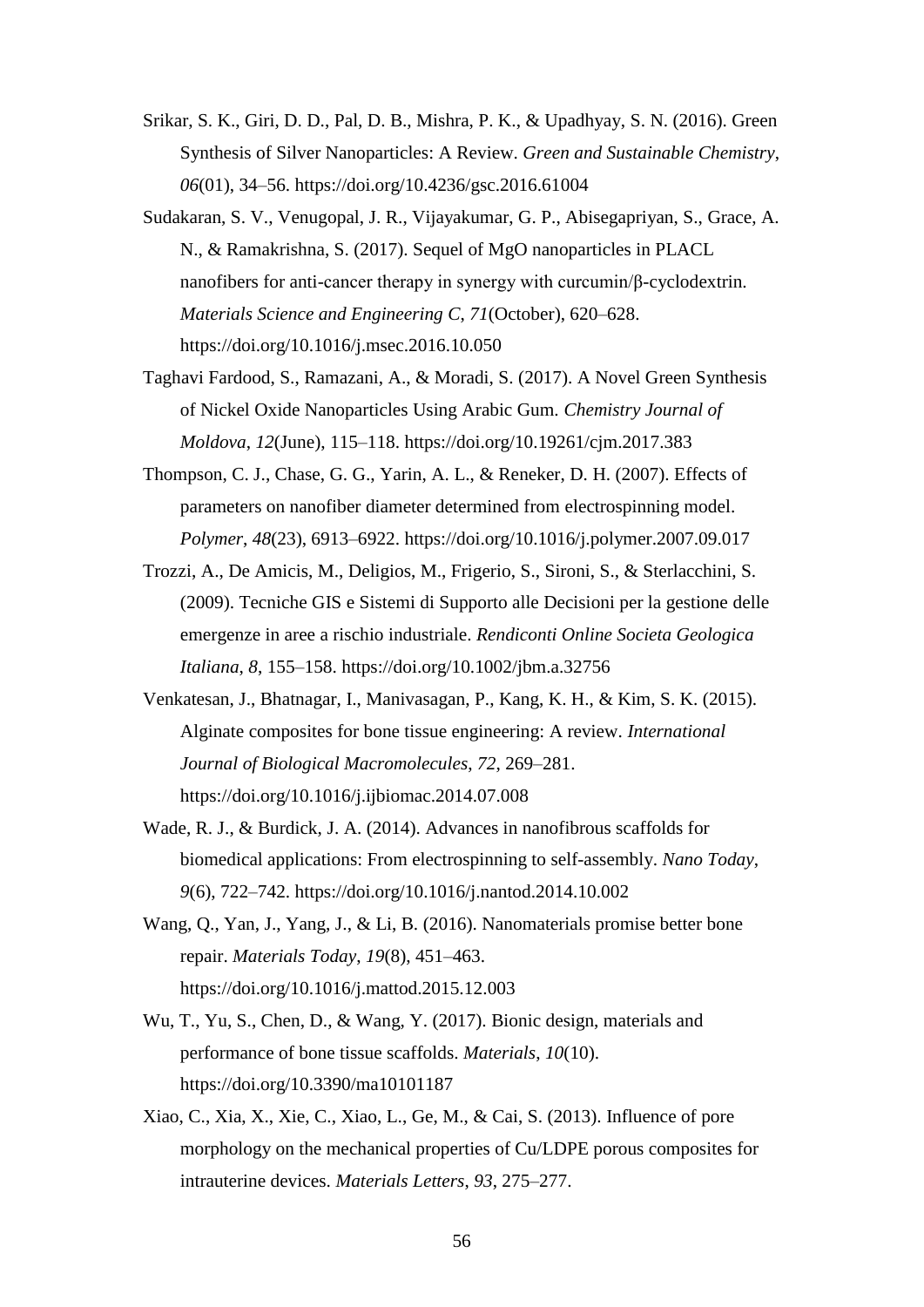Srikar, S. K., Giri, D. D., Pal, D. B., Mishra, P. K., & Upadhyay, S. N. (2016). Green Synthesis of Silver Nanoparticles: A Review. *Green and Sustainable Chemistry*, *06*(01), 34–56. https://doi.org/10.4236/gsc.2016.61004

Sudakaran, S. V., Venugopal, J. R., Vijayakumar, G. P., Abisegapriyan, S., Grace, A. N., & Ramakrishna, S. (2017). Sequel of MgO nanoparticles in PLACL nanofibers for anti-cancer therapy in synergy with curcumin/β-cyclodextrin. *Materials Science and Engineering C*, *71*(October), 620–628. https://doi.org/10.1016/j.msec.2016.10.050

Taghavi Fardood, S., Ramazani, A., & Moradi, S. (2017). A Novel Green Synthesis of Nickel Oxide Nanoparticles Using Arabic Gum. *Chemistry Journal of Moldova*, *12*(June), 115–118. https://doi.org/10.19261/cjm.2017.383

Thompson, C. J., Chase, G. G., Yarin, A. L., & Reneker, D. H. (2007). Effects of parameters on nanofiber diameter determined from electrospinning model. *Polymer*, *48*(23), 6913–6922. https://doi.org/10.1016/j.polymer.2007.09.017

Trozzi, A., De Amicis, M., Deligios, M., Frigerio, S., Sironi, S., & Sterlacchini, S. (2009). Tecniche GIS e Sistemi di Supporto alle Decisioni per la gestione delle emergenze in aree a rischio industriale. *Rendiconti Online Societa Geologica Italiana*, *8*, 155–158. https://doi.org/10.1002/jbm.a.32756

Venkatesan, J., Bhatnagar, I., Manivasagan, P., Kang, K. H., & Kim, S. K. (2015). Alginate composites for bone tissue engineering: A review. *International Journal of Biological Macromolecules*, *72*, 269–281. https://doi.org/10.1016/j.ijbiomac.2014.07.008

Wade, R. J., & Burdick, J. A. (2014). Advances in nanofibrous scaffolds for biomedical applications: From electrospinning to self-assembly. *Nano Today*, *9*(6), 722–742. https://doi.org/10.1016/j.nantod.2014.10.002

Wang, Q., Yan, J., Yang, J., & Li, B. (2016). Nanomaterials promise better bone repair. *Materials Today*, *19*(8), 451–463. https://doi.org/10.1016/j.mattod.2015.12.003

Wu, T., Yu, S., Chen, D., & Wang, Y. (2017). Bionic design, materials and performance of bone tissue scaffolds. *Materials*, *10*(10). https://doi.org/10.3390/ma10101187

Xiao, C., Xia, X., Xie, C., Xiao, L., Ge, M., & Cai, S. (2013). Influence of pore morphology on the mechanical properties of Cu/LDPE porous composites for intrauterine devices. *Materials Letters*, *93*, 275–277.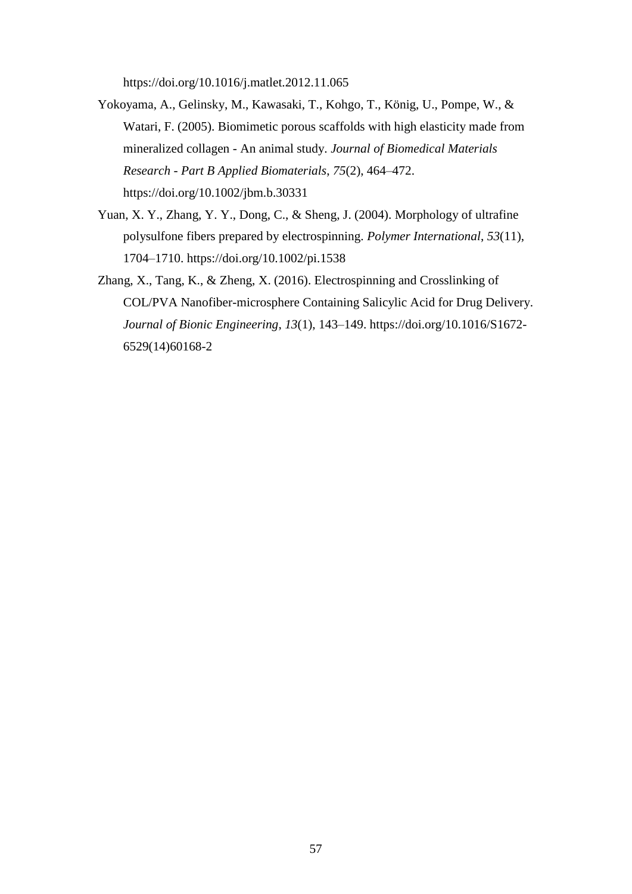https://doi.org/10.1016/j.matlet.2012.11.065

Yokoyama, A., Gelinsky, M., Kawasaki, T., Kohgo, T., König, U., Pompe, W., & Watari, F. (2005). Biomimetic porous scaffolds with high elasticity made from mineralized collagen - An animal study. *Journal of Biomedical Materials Research - Part B Applied Biomaterials*, *75*(2), 464–472. https://doi.org/10.1002/jbm.b.30331

Yuan, X. Y., Zhang, Y. Y., Dong, C., & Sheng, J. (2004). Morphology of ultrafine polysulfone fibers prepared by electrospinning. *Polymer International*, *53*(11), 1704–1710. https://doi.org/10.1002/pi.1538

Zhang, X., Tang, K., & Zheng, X. (2016). Electrospinning and Crosslinking of COL/PVA Nanofiber-microsphere Containing Salicylic Acid for Drug Delivery. *Journal of Bionic Engineering*, *13*(1), 143–149. https://doi.org/10.1016/S1672-6529(14)60168-2